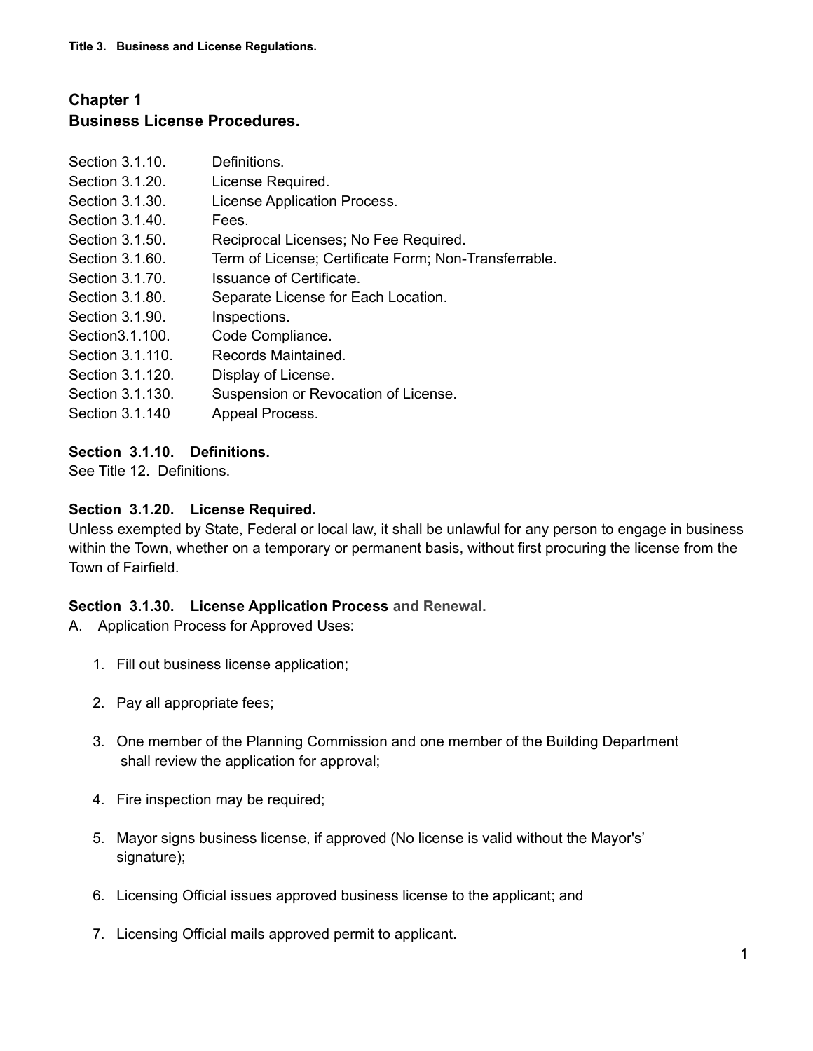Title 3. Business and License Regulations.

# Chapter 1
# Business License Procedures.

| | |
|---|---|
| Section 3.1.10. | Definitions. |
| Section 3.1.20. | License Required. |
| Section 3.1.30. | License Application Process. |
| Section 3.1.40. | Fees. |
| Section 3.1.50. | Reciprocal Licenses; No Fee Required. |
| Section 3.1.60. | Term of License; Certificate Form; Non-Transferrable. |
| Section 3.1.70. | Issuance of Certificate. |
| Section 3.1.80. | Separate License for Each Location. |
| Section 3.1.90. | Inspections. |
| Section3.1.100. | Code Compliance. |
| Section 3.1.110. | Records Maintained. |
| Section 3.1.120. | Display of License. |
| Section 3.1.130. | Suspension or Revocation of License. |
| Section 3.1.140 | Appeal Process. |

**Section 3.1.10. Definitions.**
See Title 12. Definitions.

**Section 3.1.20. License Required.**
Unless exempted by State, Federal or local law, it shall be unlawful for any person to engage in business within the Town, whether on a temporary or permanent basis, without first procuring the license from the Town of Fairfield.

**Section 3.1.30. License Application Process and Renewal.**

A. Application Process for Approved Uses:

1. Fill out business license application;
2. Pay all appropriate fees;
3. One member of the Planning Commission and one member of the Building Department shall review the application for approval;
4. Fire inspection may be required;
5. Mayor signs business license, if approved (No license is valid without the Mayor's' signature);
6. Licensing Official issues approved business license to the applicant; and
7. Licensing Official mails approved permit to applicant.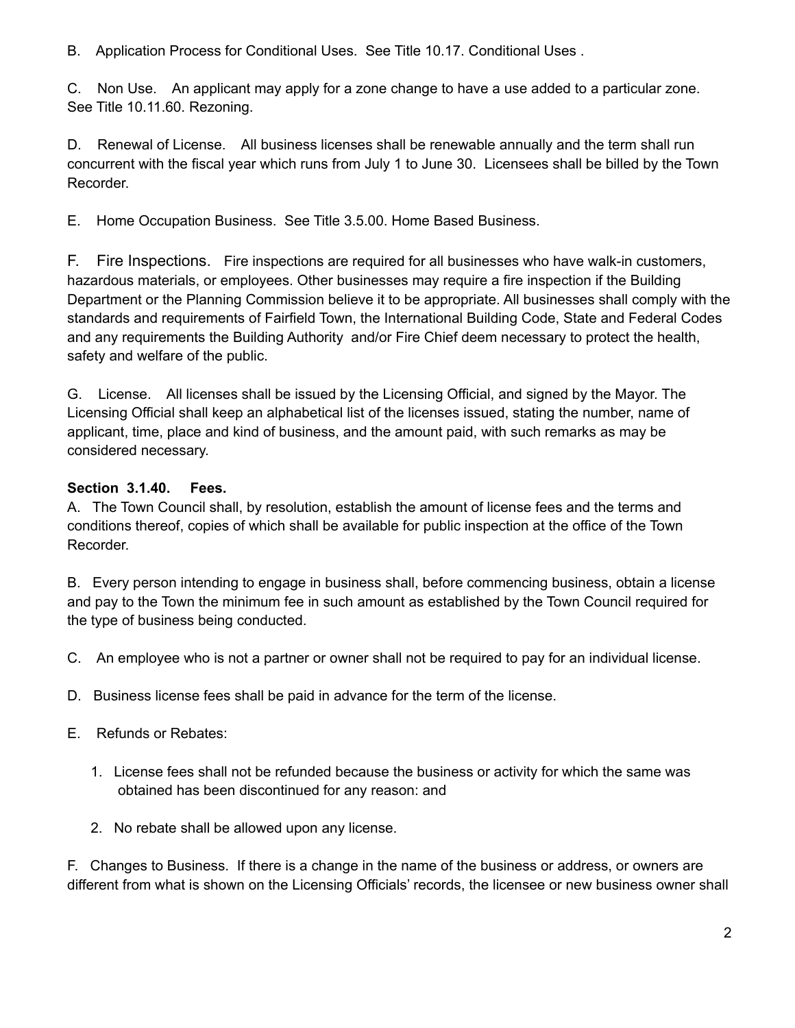B. Application Process for Conditional Uses. See Title 10.17. Conditional Uses .

C. Non Use. An applicant may apply for a zone change to have a use added to a particular zone. See Title 10.11.60. Rezoning.

D. Renewal of License. All business licenses shall be renewable annually and the term shall run concurrent with the fiscal year which runs from July 1 to June 30. Licensees shall be billed by the Town Recorder.

E. Home Occupation Business. See Title 3.5.00. Home Based Business.

F. Fire Inspections. Fire inspections are required for all businesses who have walk-in customers, hazardous materials, or employees. Other businesses may require a fire inspection if the Building Department or the Planning Commission believe it to be appropriate. All businesses shall comply with the standards and requirements of Fairfield Town, the International Building Code, State and Federal Codes and any requirements the Building Authority and/or Fire Chief deem necessary to protect the health, safety and welfare of the public.

G. License. All licenses shall be issued by the Licensing Official, and signed by the Mayor. The Licensing Official shall keep an alphabetical list of the licenses issued, stating the number, name of applicant, time, place and kind of business, and the amount paid, with such remarks as may be considered necessary.

**Section 3.1.40. Fees.**

A. The Town Council shall, by resolution, establish the amount of license fees and the terms and conditions thereof, copies of which shall be available for public inspection at the office of the Town Recorder.

B. Every person intending to engage in business shall, before commencing business, obtain a license and pay to the Town the minimum fee in such amount as established by the Town Council required for the type of business being conducted.

C. An employee who is not a partner or owner shall not be required to pay for an individual license.

D. Business license fees shall be paid in advance for the term of the license.

E. Refunds or Rebates:

1. License fees shall not be refunded because the business or activity for which the same was obtained has been discontinued for any reason: and
2. No rebate shall be allowed upon any license.

F. Changes to Business. If there is a change in the name of the business or address, or owners are different from what is shown on the Licensing Officials' records, the licensee or new business owner shall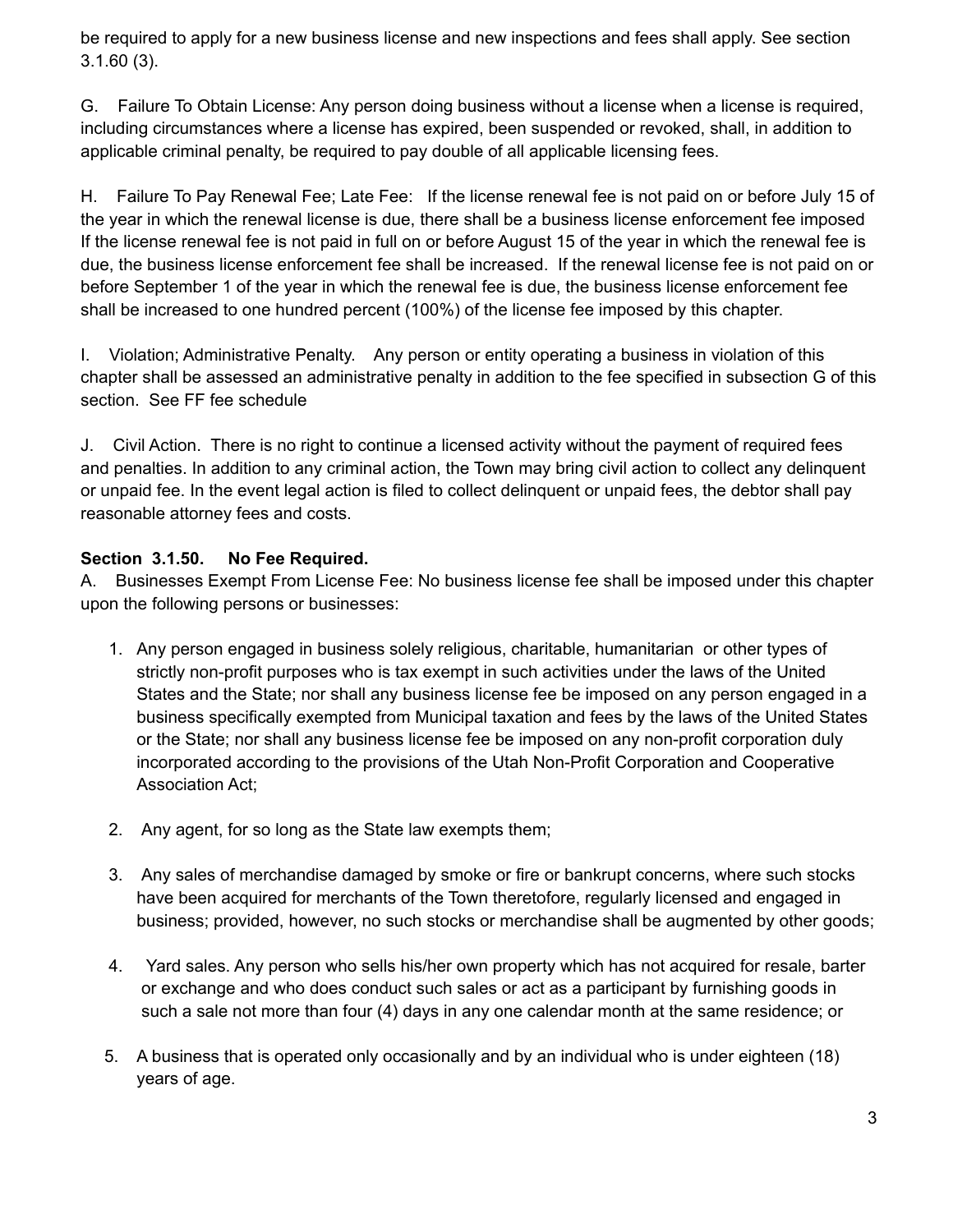be required to apply for a new business license and new inspections and fees shall apply. See section 3.1.60 (3).

G. Failure To Obtain License: Any person doing business without a license when a license is required, including circumstances where a license has expired, been suspended or revoked, shall, in addition to applicable criminal penalty, be required to pay double of all applicable licensing fees.

H. Failure To Pay Renewal Fee; Late Fee: If the license renewal fee is not paid on or before July 15 of the year in which the renewal license is due, there shall be a business license enforcement fee imposed If the license renewal fee is not paid in full on or before August 15 of the year in which the renewal fee is due, the business license enforcement fee shall be increased. If the renewal license fee is not paid on or before September 1 of the year in which the renewal fee is due, the business license enforcement fee shall be increased to one hundred percent (100%) of the license fee imposed by this chapter.

I. Violation; Administrative Penalty. Any person or entity operating a business in violation of this chapter shall be assessed an administrative penalty in addition to the fee specified in subsection G of this section. See FF fee schedule

J. Civil Action. There is no right to continue a licensed activity without the payment of required fees and penalties. In addition to any criminal action, the Town may bring civil action to collect any delinquent or unpaid fee. In the event legal action is filed to collect delinquent or unpaid fees, the debtor shall pay reasonable attorney fees and costs.

**Section 3.1.50. No Fee Required.**

A. Businesses Exempt From License Fee: No business license fee shall be imposed under this chapter upon the following persons or businesses:

1. Any person engaged in business solely religious, charitable, humanitarian or other types of strictly non-profit purposes who is tax exempt in such activities under the laws of the United States and the State; nor shall any business license fee be imposed on any person engaged in a business specifically exempted from Municipal taxation and fees by the laws of the United States or the State; nor shall any business license fee be imposed on any non-profit corporation duly incorporated according to the provisions of the Utah Non-Profit Corporation and Cooperative Association Act;

2. Any agent, for so long as the State law exempts them;

3. Any sales of merchandise damaged by smoke or fire or bankrupt concerns, where such stocks have been acquired for merchants of the Town theretofore, regularly licensed and engaged in business; provided, however, no such stocks or merchandise shall be augmented by other goods;

4. Yard sales. Any person who sells his/her own property which has not acquired for resale, barter or exchange and who does conduct such sales or act as a participant by furnishing goods in such a sale not more than four (4) days in any one calendar month at the same residence; or

5. A business that is operated only occasionally and by an individual who is under eighteen (18) years of age.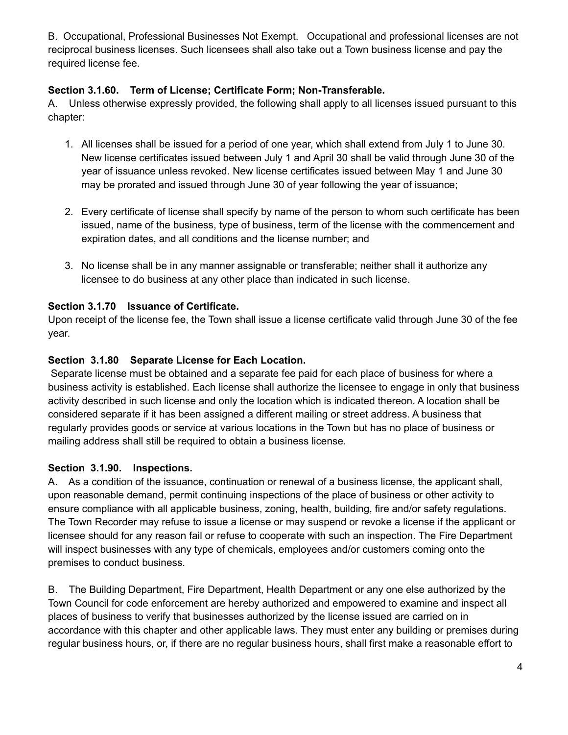B. Occupational, Professional Businesses Not Exempt. Occupational and professional licenses are not reciprocal business licenses. Such licensees shall also take out a Town business license and pay the required license fee.

**Section 3.1.60. Term of License; Certificate Form; Non-Transferable.**

A. Unless otherwise expressly provided, the following shall apply to all licenses issued pursuant to this chapter:

1. All licenses shall be issued for a period of one year, which shall extend from July 1 to June 30. New license certificates issued between July 1 and April 30 shall be valid through June 30 of the year of issuance unless revoked. New license certificates issued between May 1 and June 30 may be prorated and issued through June 30 of year following the year of issuance;

2. Every certificate of license shall specify by name of the person to whom such certificate has been issued, name of the business, type of business, term of the license with the commencement and expiration dates, and all conditions and the license number; and

3. No license shall be in any manner assignable or transferable; neither shall it authorize any licensee to do business at any other place than indicated in such license.

**Section 3.1.70 Issuance of Certificate.**

Upon receipt of the license fee, the Town shall issue a license certificate valid through June 30 of the fee year.

**Section 3.1.80 Separate License for Each Location.**

Separate license must be obtained and a separate fee paid for each place of business for where a business activity is established. Each license shall authorize the licensee to engage in only that business activity described in such license and only the location which is indicated thereon. A location shall be considered separate if it has been assigned a different mailing or street address. A business that regularly provides goods or service at various locations in the Town but has no place of business or mailing address shall still be required to obtain a business license.

**Section 3.1.90. Inspections.**

A. As a condition of the issuance, continuation or renewal of a business license, the applicant shall, upon reasonable demand, permit continuing inspections of the place of business or other activity to ensure compliance with all applicable business, zoning, health, building, fire and/or safety regulations. The Town Recorder may refuse to issue a license or may suspend or revoke a license if the applicant or licensee should for any reason fail or refuse to cooperate with such an inspection. The Fire Department will inspect businesses with any type of chemicals, employees and/or customers coming onto the premises to conduct business.

B. The Building Department, Fire Department, Health Department or any one else authorized by the Town Council for code enforcement are hereby authorized and empowered to examine and inspect all places of business to verify that businesses authorized by the license issued are carried on in accordance with this chapter and other applicable laws. They must enter any building or premises during regular business hours, or, if there are no regular business hours, shall first make a reasonable effort to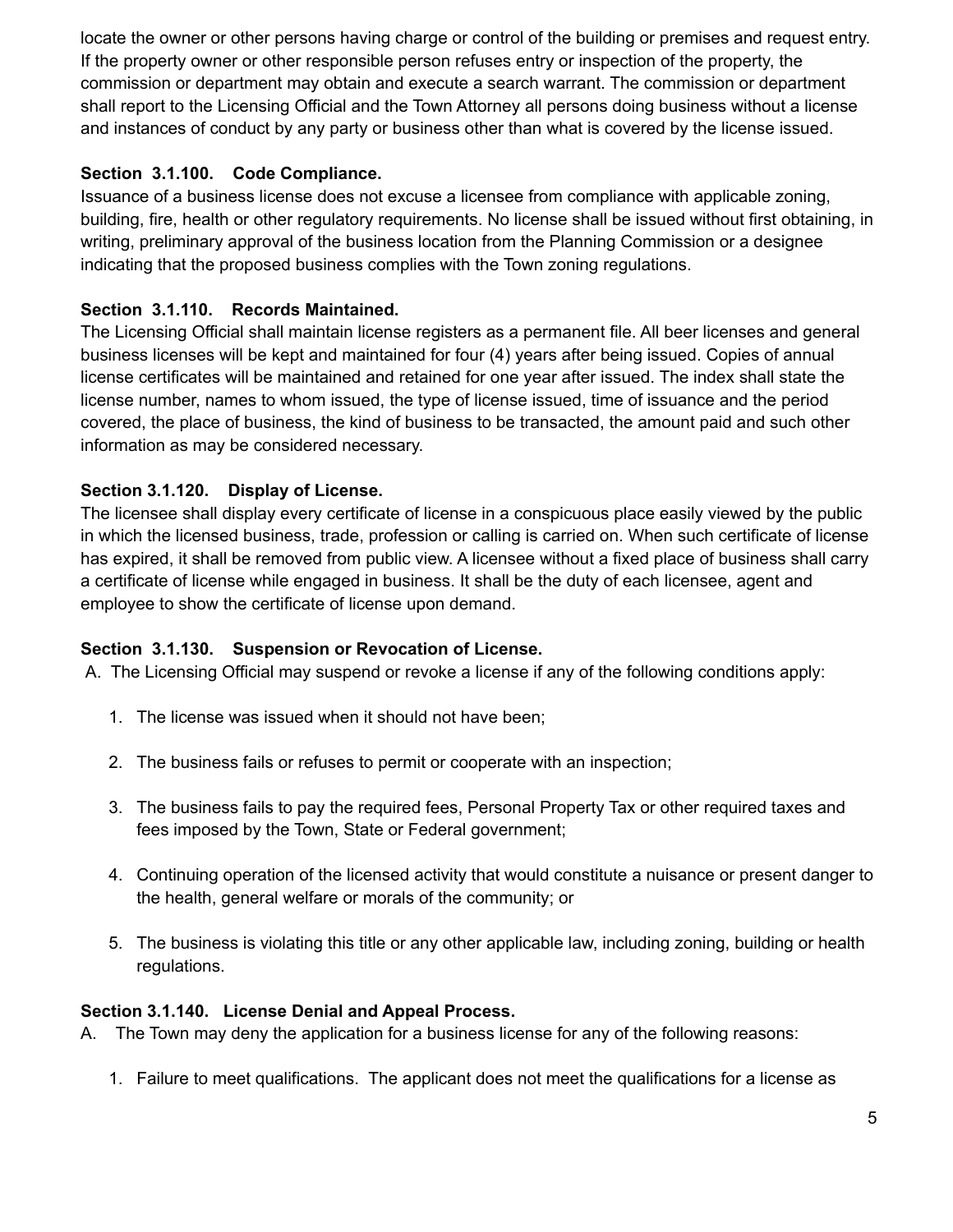locate the owner or other persons having charge or control of the building or premises and request entry. If the property owner or other responsible person refuses entry or inspection of the property, the commission or department may obtain and execute a search warrant. The commission or department shall report to the Licensing Official and the Town Attorney all persons doing business without a license and instances of conduct by any party or business other than what is covered by the license issued.

**Section 3.1.100. Code Compliance.**

Issuance of a business license does not excuse a licensee from compliance with applicable zoning, building, fire, health or other regulatory requirements. No license shall be issued without first obtaining, in writing, preliminary approval of the business location from the Planning Commission or a designee indicating that the proposed business complies with the Town zoning regulations.

**Section 3.1.110. Records Maintained.**

The Licensing Official shall maintain license registers as a permanent file. All beer licenses and general business licenses will be kept and maintained for four (4) years after being issued. Copies of annual license certificates will be maintained and retained for one year after issued. The index shall state the license number, names to whom issued, the type of license issued, time of issuance and the period covered, the place of business, the kind of business to be transacted, the amount paid and such other information as may be considered necessary.

**Section 3.1.120. Display of License.**

The licensee shall display every certificate of license in a conspicuous place easily viewed by the public in which the licensed business, trade, profession or calling is carried on. When such certificate of license has expired, it shall be removed from public view. A licensee without a fixed place of business shall carry a certificate of license while engaged in business. It shall be the duty of each licensee, agent and employee to show the certificate of license upon demand.

**Section 3.1.130. Suspension or Revocation of License.**

A. The Licensing Official may suspend or revoke a license if any of the following conditions apply:

1. The license was issued when it should not have been;
2. The business fails or refuses to permit or cooperate with an inspection;
3. The business fails to pay the required fees, Personal Property Tax or other required taxes and fees imposed by the Town, State or Federal government;
4. Continuing operation of the licensed activity that would constitute a nuisance or present danger to the health, general welfare or morals of the community; or
5. The business is violating this title or any other applicable law, including zoning, building or health regulations.

**Section 3.1.140. License Denial and Appeal Process.**

A. The Town may deny the application for a business license for any of the following reasons:

1. Failure to meet qualifications. The applicant does not meet the qualifications for a license as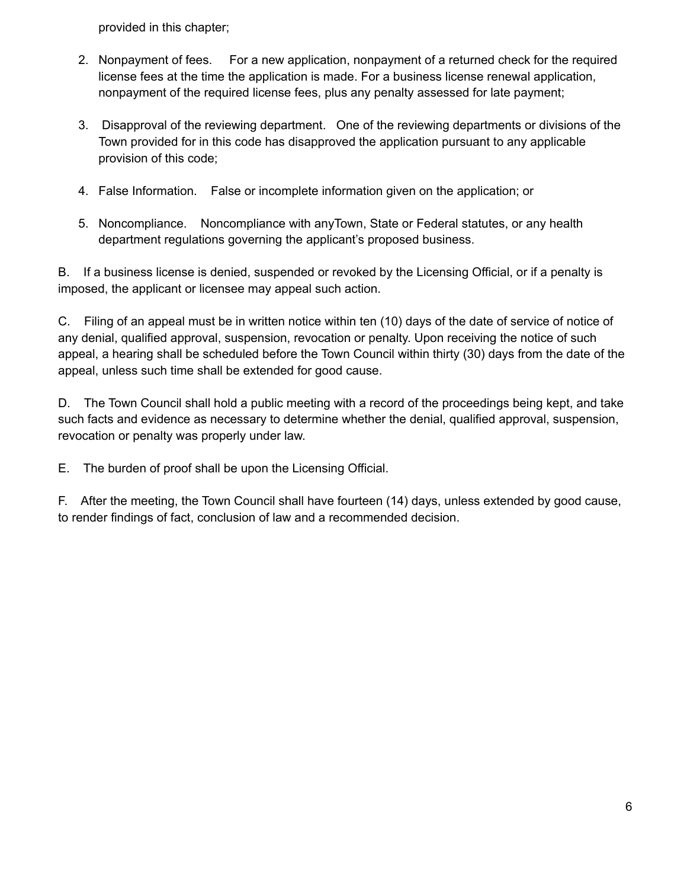provided in this chapter;

2. Nonpayment of fees. For a new application, nonpayment of a returned check for the required license fees at the time the application is made. For a business license renewal application, nonpayment of the required license fees, plus any penalty assessed for late payment;

3. Disapproval of the reviewing department. One of the reviewing departments or divisions of the Town provided for in this code has disapproved the application pursuant to any applicable provision of this code;

4. False Information. False or incomplete information given on the application; or

5. Noncompliance. Noncompliance with anyTown, State or Federal statutes, or any health department regulations governing the applicant's proposed business.

B. If a business license is denied, suspended or revoked by the Licensing Official, or if a penalty is imposed, the applicant or licensee may appeal such action.

C. Filing of an appeal must be in written notice within ten (10) days of the date of service of notice of any denial, qualified approval, suspension, revocation or penalty. Upon receiving the notice of such appeal, a hearing shall be scheduled before the Town Council within thirty (30) days from the date of the appeal, unless such time shall be extended for good cause.

D. The Town Council shall hold a public meeting with a record of the proceedings being kept, and take such facts and evidence as necessary to determine whether the denial, qualified approval, suspension, revocation or penalty was properly under law.

E. The burden of proof shall be upon the Licensing Official.

F. After the meeting, the Town Council shall have fourteen (14) days, unless extended by good cause, to render findings of fact, conclusion of law and a recommended decision.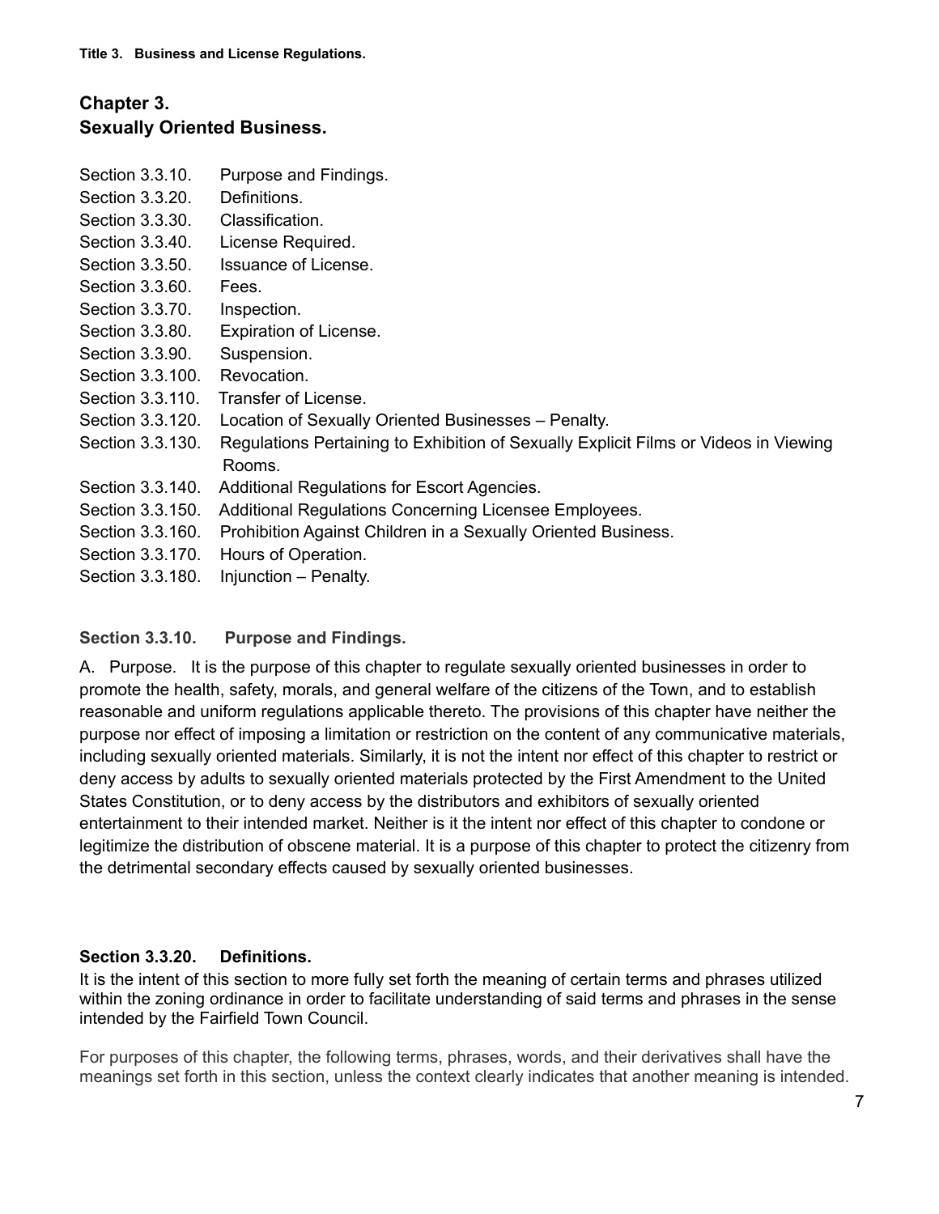## Chapter 3.
## Sexually Oriented Business.

Section 3.3.10. Purpose and Findings.
Section 3.3.20. Definitions.
Section 3.3.30. Classification.
Section 3.3.40. License Required.
Section 3.3.50. Issuance of License.
Section 3.3.60. Fees.
Section 3.3.70. Inspection.
Section 3.3.80. Expiration of License.
Section 3.3.90. Suspension.
Section 3.3.100. Revocation.
Section 3.3.110. Transfer of License.
Section 3.3.120. Location of Sexually Oriented Businesses – Penalty.
Section 3.3.130. Regulations Pertaining to Exhibition of Sexually Explicit Films or Videos in Viewing Rooms.
Section 3.3.140. Additional Regulations for Escort Agencies.
Section 3.3.150. Additional Regulations Concerning Licensee Employees.
Section 3.3.160. Prohibition Against Children in a Sexually Oriented Business.
Section 3.3.170. Hours of Operation.
Section 3.3.180. Injunction – Penalty.

### Section 3.3.10. Purpose and Findings.

A. Purpose. It is the purpose of this chapter to regulate sexually oriented businesses in order to promote the health, safety, morals, and general welfare of the citizens of the Town, and to establish reasonable and uniform regulations applicable thereto. The provisions of this chapter have neither the purpose nor effect of imposing a limitation or restriction on the content of any communicative materials, including sexually oriented materials. Similarly, it is not the intent nor effect of this chapter to restrict or deny access by adults to sexually oriented materials protected by the First Amendment to the United States Constitution, or to deny access by the distributors and exhibitors of sexually oriented entertainment to their intended market. Neither is it the intent nor effect of this chapter to condone or legitimize the distribution of obscene material. It is a purpose of this chapter to protect the citizenry from the detrimental secondary effects caused by sexually oriented businesses.

### Section 3.3.20. Definitions.

It is the intent of this section to more fully set forth the meaning of certain terms and phrases utilized within the zoning ordinance in order to facilitate understanding of said terms and phrases in the sense intended by the Fairfield Town Council.

For purposes of this chapter, the following terms, phrases, words, and their derivatives shall have the meanings set forth in this section, unless the context clearly indicates that another meaning is intended.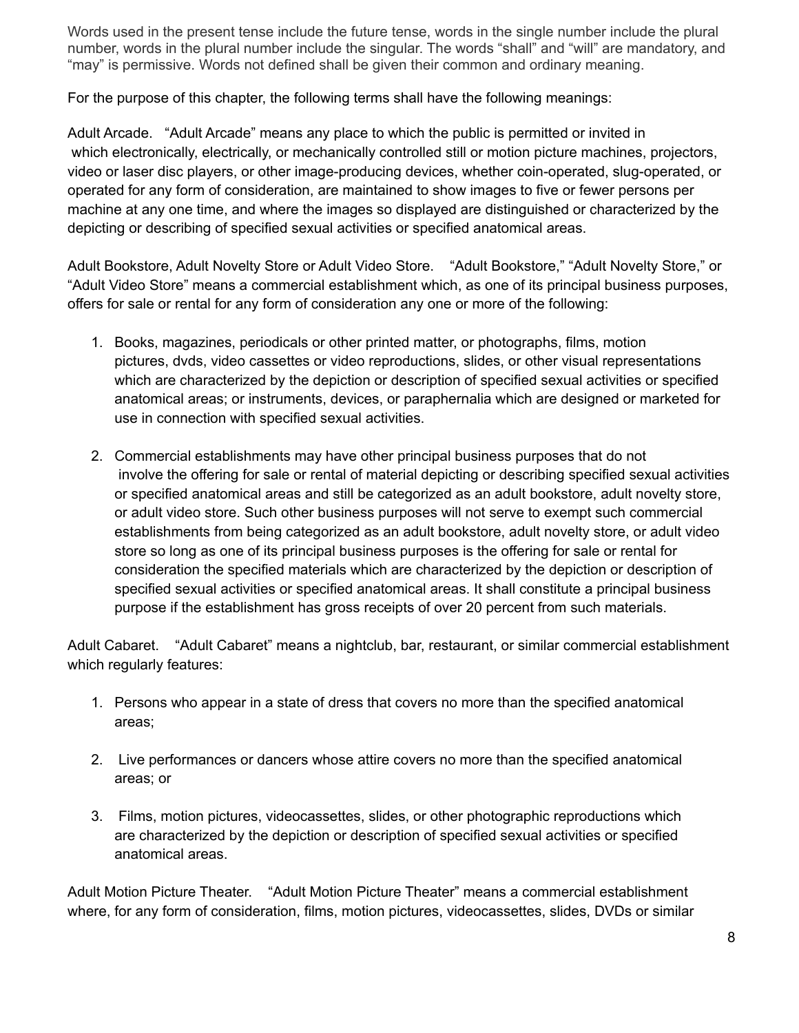Words used in the present tense include the future tense, words in the single number include the plural number, words in the plural number include the singular. The words "shall" and "will" are mandatory, and "may" is permissive. Words not defined shall be given their common and ordinary meaning.

For the purpose of this chapter, the following terms shall have the following meanings:

Adult Arcade. "Adult Arcade" means any place to which the public is permitted or invited in which electronically, electrically, or mechanically controlled still or motion picture machines, projectors, video or laser disc players, or other image-producing devices, whether coin-operated, slug-operated, or operated for any form of consideration, are maintained to show images to five or fewer persons per machine at any one time, and where the images so displayed are distinguished or characterized by the depicting or describing of specified sexual activities or specified anatomical areas.

Adult Bookstore, Adult Novelty Store or Adult Video Store. "Adult Bookstore," "Adult Novelty Store," or "Adult Video Store" means a commercial establishment which, as one of its principal business purposes, offers for sale or rental for any form of consideration any one or more of the following:

1. Books, magazines, periodicals or other printed matter, or photographs, films, motion pictures, dvds, video cassettes or video reproductions, slides, or other visual representations which are characterized by the depiction or description of specified sexual activities or specified anatomical areas; or instruments, devices, or paraphernalia which are designed or marketed for use in connection with specified sexual activities.

2. Commercial establishments may have other principal business purposes that do not involve the offering for sale or rental of material depicting or describing specified sexual activities or specified anatomical areas and still be categorized as an adult bookstore, adult novelty store, or adult video store. Such other business purposes will not serve to exempt such commercial establishments from being categorized as an adult bookstore, adult novelty store, or adult video store so long as one of its principal business purposes is the offering for sale or rental for consideration the specified materials which are characterized by the depiction or description of specified sexual activities or specified anatomical areas. It shall constitute a principal business purpose if the establishment has gross receipts of over 20 percent from such materials.

Adult Cabaret. "Adult Cabaret" means a nightclub, bar, restaurant, or similar commercial establishment which regularly features:

1. Persons who appear in a state of dress that covers no more than the specified anatomical areas;

2. Live performances or dancers whose attire covers no more than the specified anatomical areas; or

3. Films, motion pictures, videocassettes, slides, or other photographic reproductions which are characterized by the depiction or description of specified sexual activities or specified anatomical areas.

Adult Motion Picture Theater. "Adult Motion Picture Theater" means a commercial establishment where, for any form of consideration, films, motion pictures, videocassettes, slides, DVDs or similar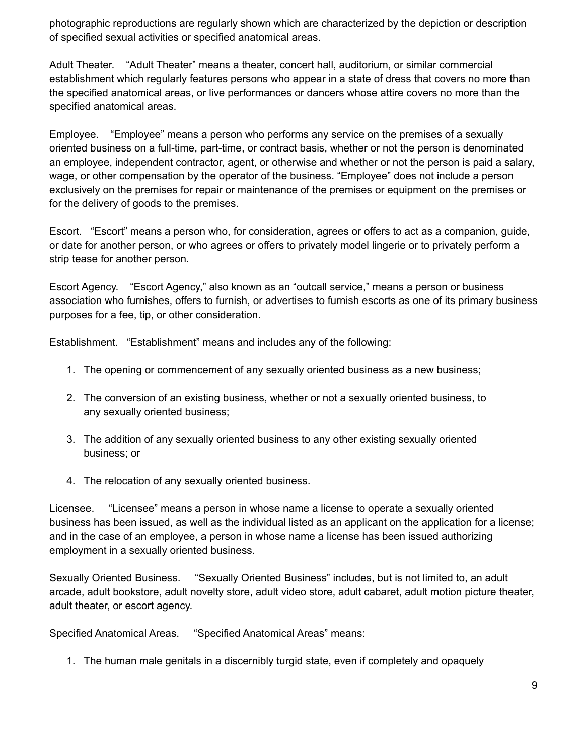photographic reproductions are regularly shown which are characterized by the depiction or description of specified sexual activities or specified anatomical areas.

Adult Theater. "Adult Theater" means a theater, concert hall, auditorium, or similar commercial establishment which regularly features persons who appear in a state of dress that covers no more than the specified anatomical areas, or live performances or dancers whose attire covers no more than the specified anatomical areas.

Employee. "Employee" means a person who performs any service on the premises of a sexually oriented business on a full-time, part-time, or contract basis, whether or not the person is denominated an employee, independent contractor, agent, or otherwise and whether or not the person is paid a salary, wage, or other compensation by the operator of the business. "Employee" does not include a person exclusively on the premises for repair or maintenance of the premises or equipment on the premises or for the delivery of goods to the premises.

Escort. "Escort" means a person who, for consideration, agrees or offers to act as a companion, guide, or date for another person, or who agrees or offers to privately model lingerie or to privately perform a strip tease for another person.

Escort Agency. "Escort Agency," also known as an "outcall service," means a person or business association who furnishes, offers to furnish, or advertises to furnish escorts as one of its primary business purposes for a fee, tip, or other consideration.

Establishment. "Establishment" means and includes any of the following:

1. The opening or commencement of any sexually oriented business as a new business;
2. The conversion of an existing business, whether or not a sexually oriented business, to any sexually oriented business;
3. The addition of any sexually oriented business to any other existing sexually oriented business; or
4. The relocation of any sexually oriented business.

Licensee. "Licensee" means a person in whose name a license to operate a sexually oriented business has been issued, as well as the individual listed as an applicant on the application for a license; and in the case of an employee, a person in whose name a license has been issued authorizing employment in a sexually oriented business.

Sexually Oriented Business. "Sexually Oriented Business" includes, but is not limited to, an adult arcade, adult bookstore, adult novelty store, adult video store, adult cabaret, adult motion picture theater, adult theater, or escort agency.

Specified Anatomical Areas. "Specified Anatomical Areas" means:

1. The human male genitals in a discernibly turgid state, even if completely and opaquely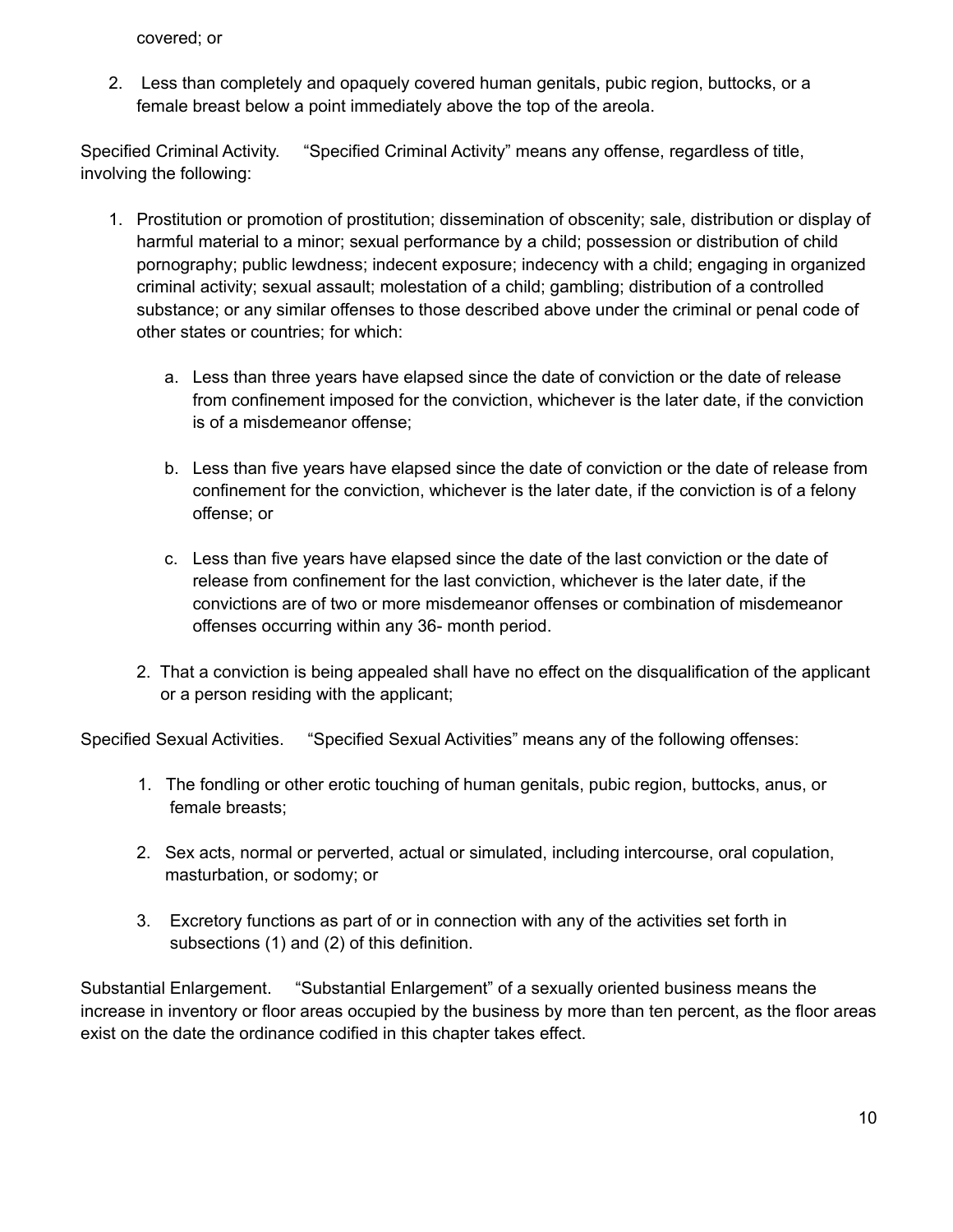covered; or

2. Less than completely and opaquely covered human genitals, pubic region, buttocks, or a female breast below a point immediately above the top of the areola.

Specified Criminal Activity. "Specified Criminal Activity" means any offense, regardless of title, involving the following:

1. Prostitution or promotion of prostitution; dissemination of obscenity; sale, distribution or display of harmful material to a minor; sexual performance by a child; possession or distribution of child pornography; public lewdness; indecent exposure; indecency with a child; engaging in organized criminal activity; sexual assault; molestation of a child; gambling; distribution of a controlled substance; or any similar offenses to those described above under the criminal or penal code of other states or countries; for which:

   a. Less than three years have elapsed since the date of conviction or the date of release from confinement imposed for the conviction, whichever is the later date, if the conviction is of a misdemeanor offense;

   b. Less than five years have elapsed since the date of conviction or the date of release from confinement for the conviction, whichever is the later date, if the conviction is of a felony offense; or

   c. Less than five years have elapsed since the date of the last conviction or the date of release from confinement for the last conviction, whichever is the later date, if the convictions are of two or more misdemeanor offenses or combination of misdemeanor offenses occurring within any 36- month period.

2. That a conviction is being appealed shall have no effect on the disqualification of the applicant or a person residing with the applicant;

Specified Sexual Activities. "Specified Sexual Activities" means any of the following offenses:

1. The fondling or other erotic touching of human genitals, pubic region, buttocks, anus, or female breasts;

2. Sex acts, normal or perverted, actual or simulated, including intercourse, oral copulation, masturbation, or sodomy; or

3. Excretory functions as part of or in connection with any of the activities set forth in subsections (1) and (2) of this definition.

Substantial Enlargement. "Substantial Enlargement" of a sexually oriented business means the increase in inventory or floor areas occupied by the business by more than ten percent, as the floor areas exist on the date the ordinance codified in this chapter takes effect.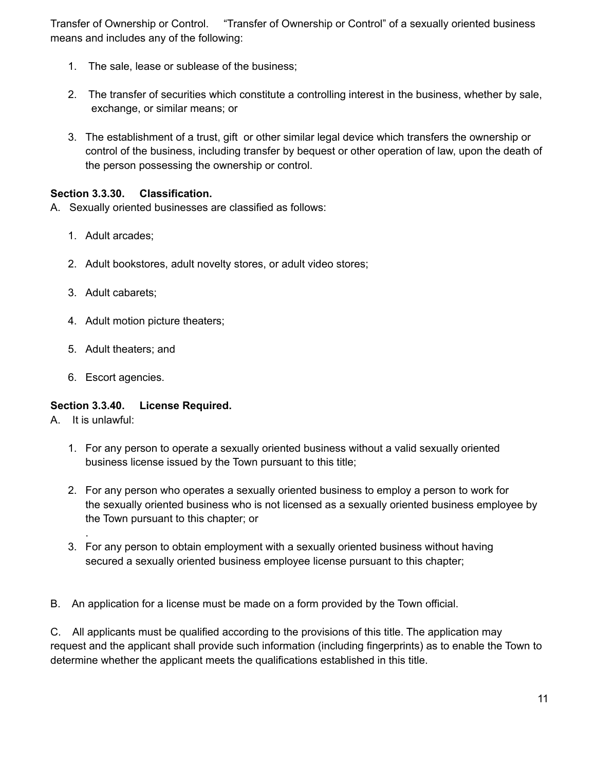Transfer of Ownership or Control. "Transfer of Ownership or Control" of a sexually oriented business means and includes any of the following:

1. The sale, lease or sublease of the business;
2. The transfer of securities which constitute a controlling interest in the business, whether by sale, exchange, or similar means; or
3. The establishment of a trust, gift or other similar legal device which transfers the ownership or control of the business, including transfer by bequest or other operation of law, upon the death of the person possessing the ownership or control.

**Section 3.3.30. Classification.**

A. Sexually oriented businesses are classified as follows:

1. Adult arcades;
2. Adult bookstores, adult novelty stores, or adult video stores;
3. Adult cabarets;
4. Adult motion picture theaters;
5. Adult theaters; and
6. Escort agencies.

**Section 3.3.40. License Required.**

A. It is unlawful:

1. For any person to operate a sexually oriented business without a valid sexually oriented business license issued by the Town pursuant to this title;
2. For any person who operates a sexually oriented business to employ a person to work for the sexually oriented business who is not licensed as a sexually oriented business employee by the Town pursuant to this chapter; or
3. For any person to obtain employment with a sexually oriented business without having secured a sexually oriented business employee license pursuant to this chapter;

B. An application for a license must be made on a form provided by the Town official.

C. All applicants must be qualified according to the provisions of this title. The application may request and the applicant shall provide such information (including fingerprints) as to enable the Town to determine whether the applicant meets the qualifications established in this title.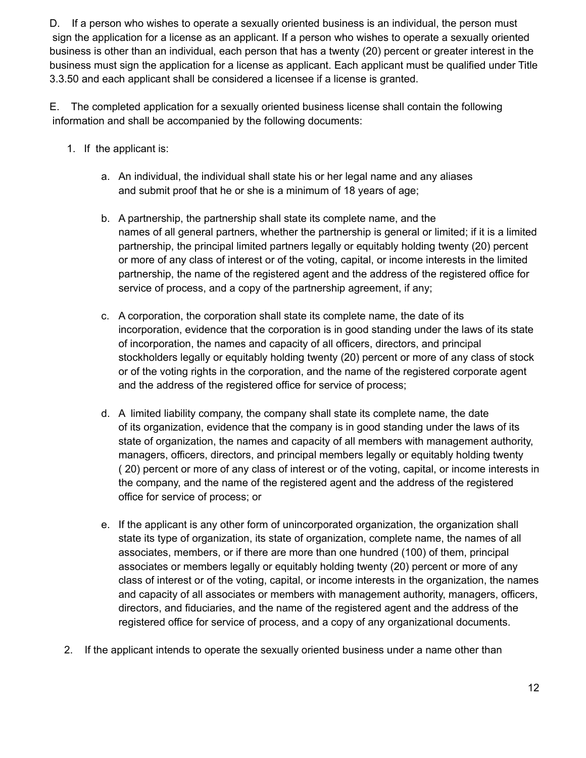D. If a person who wishes to operate a sexually oriented business is an individual, the person must sign the application for a license as an applicant. If a person who wishes to operate a sexually oriented business is other than an individual, each person that has a twenty (20) percent or greater interest in the business must sign the application for a license as applicant. Each applicant must be qualified under Title 3.3.50 and each applicant shall be considered a licensee if a license is granted.

E. The completed application for a sexually oriented business license shall contain the following information and shall be accompanied by the following documents:

1. If the applicant is:

    a. An individual, the individual shall state his or her legal name and any aliases and submit proof that he or she is a minimum of 18 years of age;

    b. A partnership, the partnership shall state its complete name, and the names of all general partners, whether the partnership is general or limited; if it is a limited partnership, the principal limited partners legally or equitably holding twenty (20) percent or more of any class of interest or of the voting, capital, or income interests in the limited partnership, the name of the registered agent and the address of the registered office for service of process, and a copy of the partnership agreement, if any;

    c. A corporation, the corporation shall state its complete name, the date of its incorporation, evidence that the corporation is in good standing under the laws of its state of incorporation, the names and capacity of all officers, directors, and principal stockholders legally or equitably holding twenty (20) percent or more of any class of stock or of the voting rights in the corporation, and the name of the registered corporate agent and the address of the registered office for service of process;

    d. A limited liability company, the company shall state its complete name, the date of its organization, evidence that the company is in good standing under the laws of its state of organization, the names and capacity of all members with management authority, managers, officers, directors, and principal members legally or equitably holding twenty ( 20) percent or more of any class of interest or of the voting, capital, or income interests in the company, and the name of the registered agent and the address of the registered office for service of process; or

    e. If the applicant is any other form of unincorporated organization, the organization shall state its type of organization, its state of organization, complete name, the names of all associates, members, or if there are more than one hundred (100) of them, principal associates or members legally or equitably holding twenty (20) percent or more of any class of interest or of the voting, capital, or income interests in the organization, the names and capacity of all associates or members with management authority, managers, officers, directors, and fiduciaries, and the name of the registered agent and the address of the registered office for service of process, and a copy of any organizational documents.

2. If the applicant intends to operate the sexually oriented business under a name other than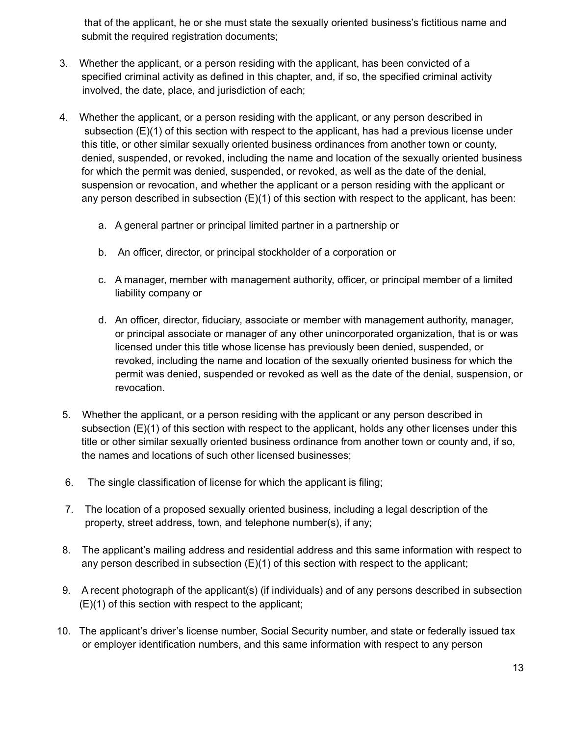that of the applicant, he or she must state the sexually oriented business's fictitious name and submit the required registration documents;

3. Whether the applicant, or a person residing with the applicant, has been convicted of a specified criminal activity as defined in this chapter, and, if so, the specified criminal activity involved, the date, place, and jurisdiction of each;

4. Whether the applicant, or a person residing with the applicant, or any person described in subsection (E)(1) of this section with respect to the applicant, has had a previous license under this title, or other similar sexually oriented business ordinances from another town or county, denied, suspended, or revoked, including the name and location of the sexually oriented business for which the permit was denied, suspended, or revoked, as well as the date of the denial, suspension or revocation, and whether the applicant or a person residing with the applicant or any person described in subsection (E)(1) of this section with respect to the applicant, has been:

    a. A general partner or principal limited partner in a partnership or

    b. An officer, director, or principal stockholder of a corporation or

    c. A manager, member with management authority, officer, or principal member of a limited liability company or

    d. An officer, director, fiduciary, associate or member with management authority, manager, or principal associate or manager of any other unincorporated organization, that is or was licensed under this title whose license has previously been denied, suspended, or revoked, including the name and location of the sexually oriented business for which the permit was denied, suspended or revoked as well as the date of the denial, suspension, or revocation.

5. Whether the applicant, or a person residing with the applicant or any person described in subsection (E)(1) of this section with respect to the applicant, holds any other licenses under this title or other similar sexually oriented business ordinance from another town or county and, if so, the names and locations of such other licensed businesses;

6. The single classification of license for which the applicant is filing;

7. The location of a proposed sexually oriented business, including a legal description of the property, street address, town, and telephone number(s), if any;

8. The applicant's mailing address and residential address and this same information with respect to any person described in subsection (E)(1) of this section with respect to the applicant;

9. A recent photograph of the applicant(s) (if individuals) and of any persons described in subsection (E)(1) of this section with respect to the applicant;

10. The applicant's driver's license number, Social Security number, and state or federally issued tax or employer identification numbers, and this same information with respect to any person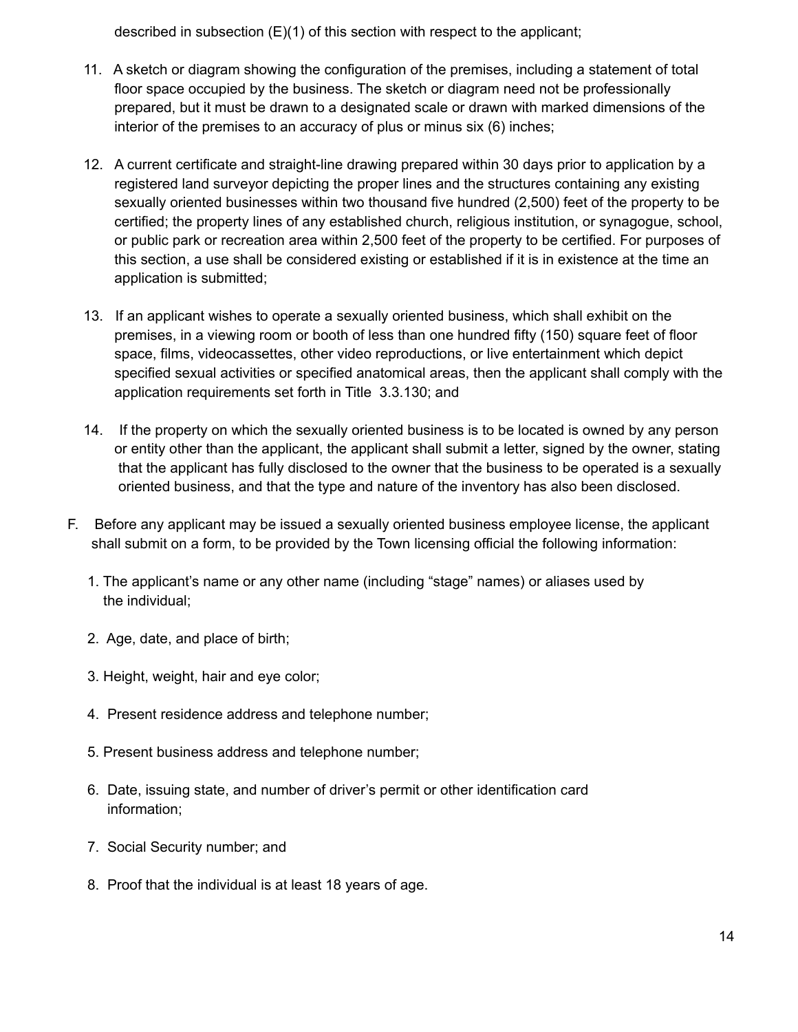described in subsection (E)(1) of this section with respect to the applicant;

11. A sketch or diagram showing the configuration of the premises, including a statement of total floor space occupied by the business. The sketch or diagram need not be professionally prepared, but it must be drawn to a designated scale or drawn with marked dimensions of the interior of the premises to an accuracy of plus or minus six (6) inches;

12. A current certificate and straight-line drawing prepared within 30 days prior to application by a registered land surveyor depicting the proper lines and the structures containing any existing sexually oriented businesses within two thousand five hundred (2,500) feet of the property to be certified; the property lines of any established church, religious institution, or synagogue, school, or public park or recreation area within 2,500 feet of the property to be certified. For purposes of this section, a use shall be considered existing or established if it is in existence at the time an application is submitted;

13. If an applicant wishes to operate a sexually oriented business, which shall exhibit on the premises, in a viewing room or booth of less than one hundred fifty (150) square feet of floor space, films, videocassettes, other video reproductions, or live entertainment which depict specified sexual activities or specified anatomical areas, then the applicant shall comply with the application requirements set forth in Title 3.3.130; and

14. If the property on which the sexually oriented business is to be located is owned by any person or entity other than the applicant, the applicant shall submit a letter, signed by the owner, stating that the applicant has fully disclosed to the owner that the business to be operated is a sexually oriented business, and that the type and nature of the inventory has also been disclosed.

F. Before any applicant may be issued a sexually oriented business employee license, the applicant shall submit on a form, to be provided by the Town licensing official the following information:

1. The applicant's name or any other name (including "stage" names) or aliases used by the individual;

2. Age, date, and place of birth;

3. Height, weight, hair and eye color;

4. Present residence address and telephone number;

5. Present business address and telephone number;

6. Date, issuing state, and number of driver's permit or other identification card information;

7. Social Security number; and

8. Proof that the individual is at least 18 years of age.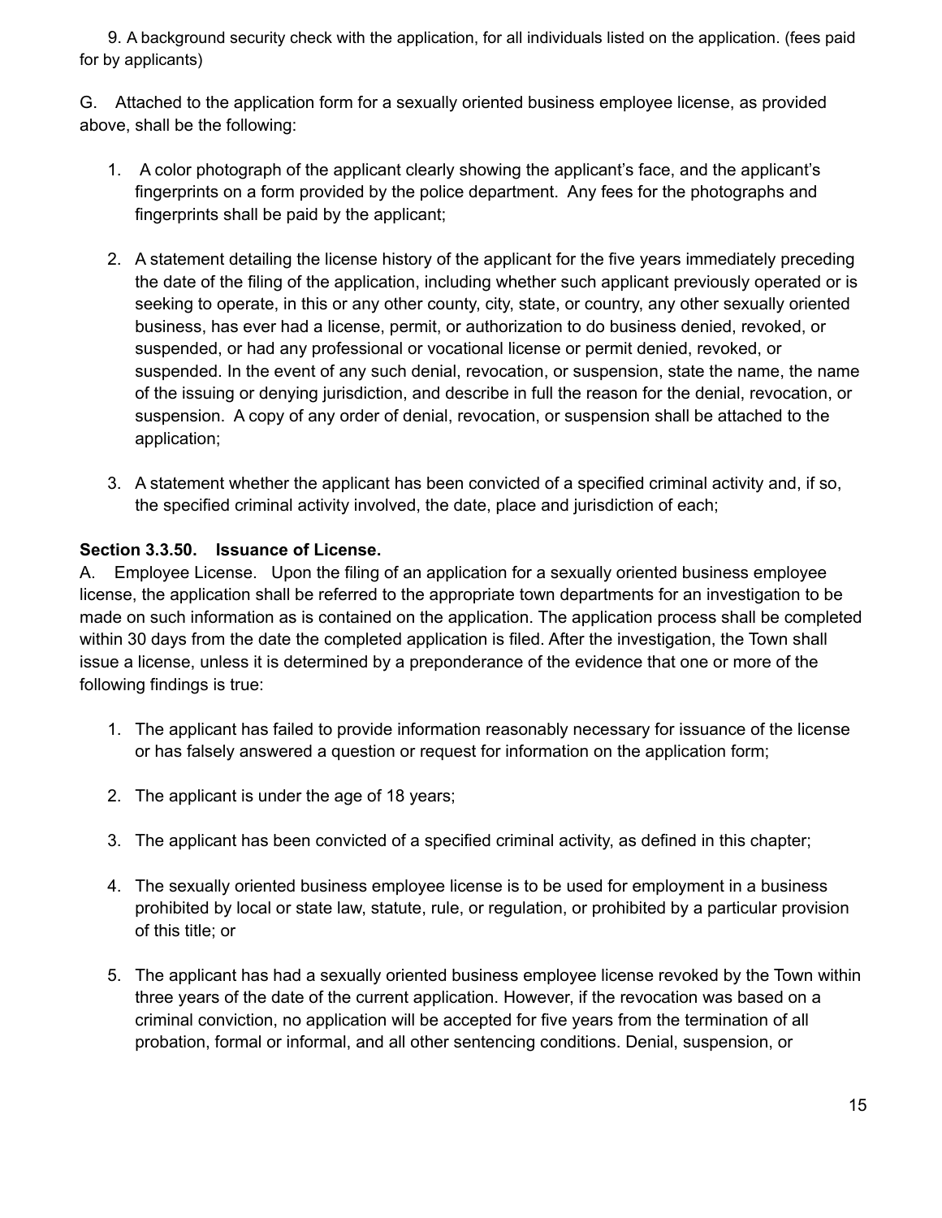9. A background security check with the application, for all individuals listed on the application. (fees paid for by applicants)

G. Attached to the application form for a sexually oriented business employee license, as provided above, shall be the following:

1. A color photograph of the applicant clearly showing the applicant's face, and the applicant's fingerprints on a form provided by the police department. Any fees for the photographs and fingerprints shall be paid by the applicant;

2. A statement detailing the license history of the applicant for the five years immediately preceding the date of the filing of the application, including whether such applicant previously operated or is seeking to operate, in this or any other county, city, state, or country, any other sexually oriented business, has ever had a license, permit, or authorization to do business denied, revoked, or suspended, or had any professional or vocational license or permit denied, revoked, or suspended. In the event of any such denial, revocation, or suspension, state the name, the name of the issuing or denying jurisdiction, and describe in full the reason for the denial, revocation, or suspension. A copy of any order of denial, revocation, or suspension shall be attached to the application;

3. A statement whether the applicant has been convicted of a specified criminal activity and, if so, the specified criminal activity involved, the date, place and jurisdiction of each;

**Section 3.3.50. Issuance of License.**

A. Employee License. Upon the filing of an application for a sexually oriented business employee license, the application shall be referred to the appropriate town departments for an investigation to be made on such information as is contained on the application. The application process shall be completed within 30 days from the date the completed application is filed. After the investigation, the Town shall issue a license, unless it is determined by a preponderance of the evidence that one or more of the following findings is true:

1. The applicant has failed to provide information reasonably necessary for issuance of the license or has falsely answered a question or request for information on the application form;

2. The applicant is under the age of 18 years;

3. The applicant has been convicted of a specified criminal activity, as defined in this chapter;

4. The sexually oriented business employee license is to be used for employment in a business prohibited by local or state law, statute, rule, or regulation, or prohibited by a particular provision of this title; or

5. The applicant has had a sexually oriented business employee license revoked by the Town within three years of the date of the current application. However, if the revocation was based on a criminal conviction, no application will be accepted for five years from the termination of all probation, formal or informal, and all other sentencing conditions. Denial, suspension, or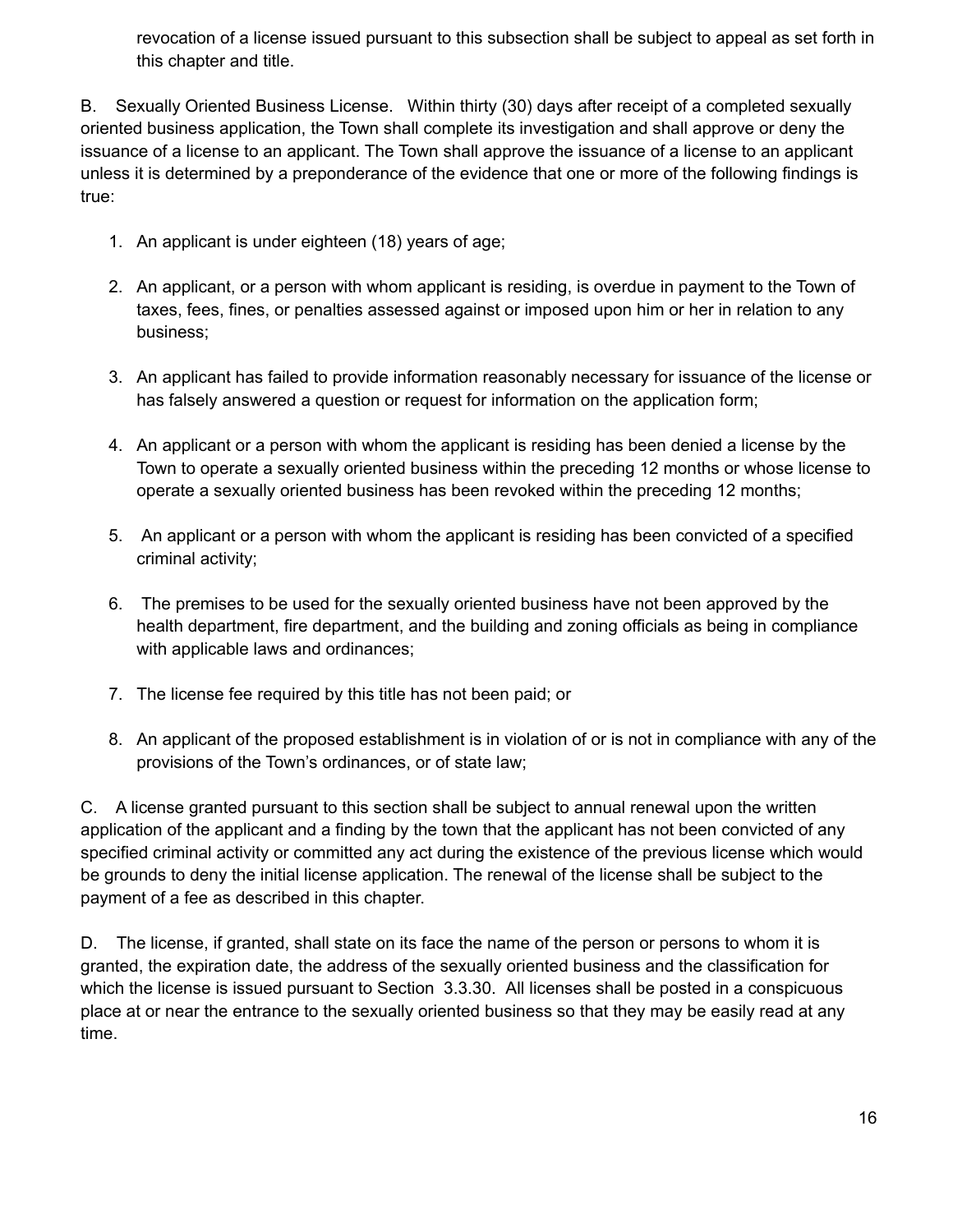revocation of a license issued pursuant to this subsection shall be subject to appeal as set forth in this chapter and title.

B. Sexually Oriented Business License. Within thirty (30) days after receipt of a completed sexually oriented business application, the Town shall complete its investigation and shall approve or deny the issuance of a license to an applicant. The Town shall approve the issuance of a license to an applicant unless it is determined by a preponderance of the evidence that one or more of the following findings is true:

1. An applicant is under eighteen (18) years of age;

2. An applicant, or a person with whom applicant is residing, is overdue in payment to the Town of taxes, fees, fines, or penalties assessed against or imposed upon him or her in relation to any business;

3. An applicant has failed to provide information reasonably necessary for issuance of the license or has falsely answered a question or request for information on the application form;

4. An applicant or a person with whom the applicant is residing has been denied a license by the Town to operate a sexually oriented business within the preceding 12 months or whose license to operate a sexually oriented business has been revoked within the preceding 12 months;

5. An applicant or a person with whom the applicant is residing has been convicted of a specified criminal activity;

6. The premises to be used for the sexually oriented business have not been approved by the health department, fire department, and the building and zoning officials as being in compliance with applicable laws and ordinances;

7. The license fee required by this title has not been paid; or

8. An applicant of the proposed establishment is in violation of or is not in compliance with any of the provisions of the Town's ordinances, or of state law;

C. A license granted pursuant to this section shall be subject to annual renewal upon the written application of the applicant and a finding by the town that the applicant has not been convicted of any specified criminal activity or committed any act during the existence of the previous license which would be grounds to deny the initial license application. The renewal of the license shall be subject to the payment of a fee as described in this chapter.

D. The license, if granted, shall state on its face the name of the person or persons to whom it is granted, the expiration date, the address of the sexually oriented business and the classification for which the license is issued pursuant to Section 3.3.30. All licenses shall be posted in a conspicuous place at or near the entrance to the sexually oriented business so that they may be easily read at any time.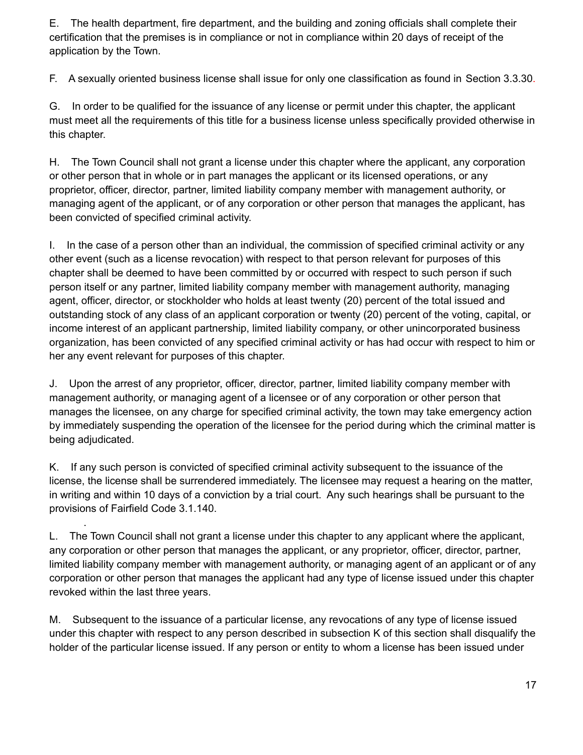E. The health department, fire department, and the building and zoning officials shall complete their certification that the premises is in compliance or not in compliance within 20 days of receipt of the application by the Town.

F. A sexually oriented business license shall issue for only one classification as found in Section 3.3.30.

G. In order to be qualified for the issuance of any license or permit under this chapter, the applicant must meet all the requirements of this title for a business license unless specifically provided otherwise in this chapter.

H. The Town Council shall not grant a license under this chapter where the applicant, any corporation or other person that in whole or in part manages the applicant or its licensed operations, or any proprietor, officer, director, partner, limited liability company member with management authority, or managing agent of the applicant, or of any corporation or other person that manages the applicant, has been convicted of specified criminal activity.

I. In the case of a person other than an individual, the commission of specified criminal activity or any other event (such as a license revocation) with respect to that person relevant for purposes of this chapter shall be deemed to have been committed by or occurred with respect to such person if such person itself or any partner, limited liability company member with management authority, managing agent, officer, director, or stockholder who holds at least twenty (20) percent of the total issued and outstanding stock of any class of an applicant corporation or twenty (20) percent of the voting, capital, or income interest of an applicant partnership, limited liability company, or other unincorporated business organization, has been convicted of any specified criminal activity or has had occur with respect to him or her any event relevant for purposes of this chapter.

J. Upon the arrest of any proprietor, officer, director, partner, limited liability company member with management authority, or managing agent of a licensee or of any corporation or other person that manages the licensee, on any charge for specified criminal activity, the town may take emergency action by immediately suspending the operation of the licensee for the period during which the criminal matter is being adjudicated.

K. If any such person is convicted of specified criminal activity subsequent to the issuance of the license, the license shall be surrendered immediately. The licensee may request a hearing on the matter, in writing and within 10 days of a conviction by a trial court. Any such hearings shall be pursuant to the provisions of Fairfield Code 3.1.140.

L. The Town Council shall not grant a license under this chapter to any applicant where the applicant, any corporation or other person that manages the applicant, or any proprietor, officer, director, partner, limited liability company member with management authority, or managing agent of an applicant or of any corporation or other person that manages the applicant had any type of license issued under this chapter revoked within the last three years.

M. Subsequent to the issuance of a particular license, any revocations of any type of license issued under this chapter with respect to any person described in subsection K of this section shall disqualify the holder of the particular license issued. If any person or entity to whom a license has been issued under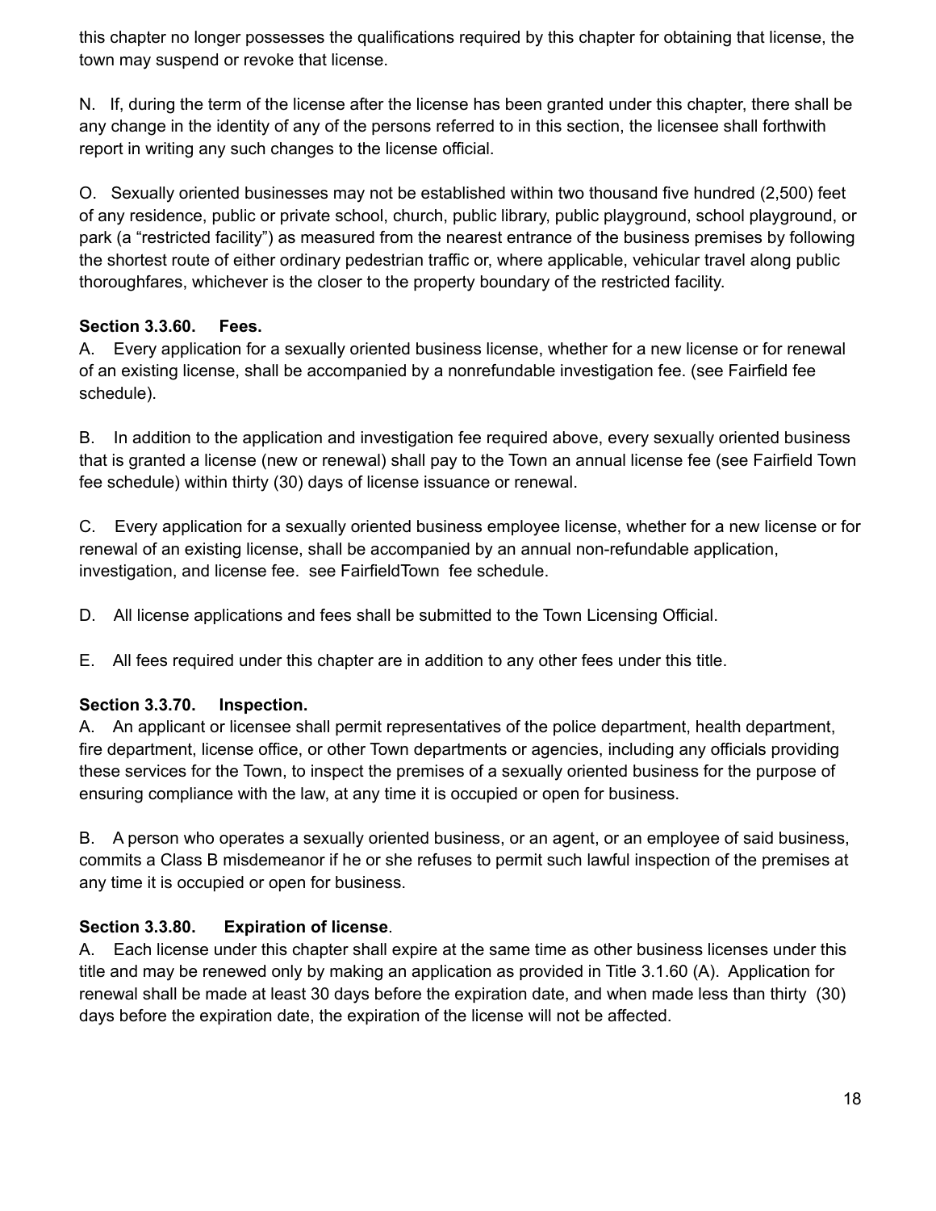this chapter no longer possesses the qualifications required by this chapter for obtaining that license, the town may suspend or revoke that license.

N. If, during the term of the license after the license has been granted under this chapter, there shall be any change in the identity of any of the persons referred to in this section, the licensee shall forthwith report in writing any such changes to the license official.

O. Sexually oriented businesses may not be established within two thousand five hundred (2,500) feet of any residence, public or private school, church, public library, public playground, school playground, or park (a "restricted facility") as measured from the nearest entrance of the business premises by following the shortest route of either ordinary pedestrian traffic or, where applicable, vehicular travel along public thoroughfares, whichever is the closer to the property boundary of the restricted facility.

**Section 3.3.60. Fees.**

A. Every application for a sexually oriented business license, whether for a new license or for renewal of an existing license, shall be accompanied by a nonrefundable investigation fee. (see Fairfield fee schedule).

B. In addition to the application and investigation fee required above, every sexually oriented business that is granted a license (new or renewal) shall pay to the Town an annual license fee (see Fairfield Town fee schedule) within thirty (30) days of license issuance or renewal.

C. Every application for a sexually oriented business employee license, whether for a new license or for renewal of an existing license, shall be accompanied by an annual non-refundable application, investigation, and license fee. see FairfieldTown fee schedule.

D. All license applications and fees shall be submitted to the Town Licensing Official.

E. All fees required under this chapter are in addition to any other fees under this title.

**Section 3.3.70. Inspection.**

A. An applicant or licensee shall permit representatives of the police department, health department, fire department, license office, or other Town departments or agencies, including any officials providing these services for the Town, to inspect the premises of a sexually oriented business for the purpose of ensuring compliance with the law, at any time it is occupied or open for business.

B. A person who operates a sexually oriented business, or an agent, or an employee of said business, commits a Class B misdemeanor if he or she refuses to permit such lawful inspection of the premises at any time it is occupied or open for business.

**Section 3.3.80. Expiration of license**.

A. Each license under this chapter shall expire at the same time as other business licenses under this title and may be renewed only by making an application as provided in Title 3.1.60 (A). Application for renewal shall be made at least 30 days before the expiration date, and when made less than thirty (30) days before the expiration date, the expiration of the license will not be affected.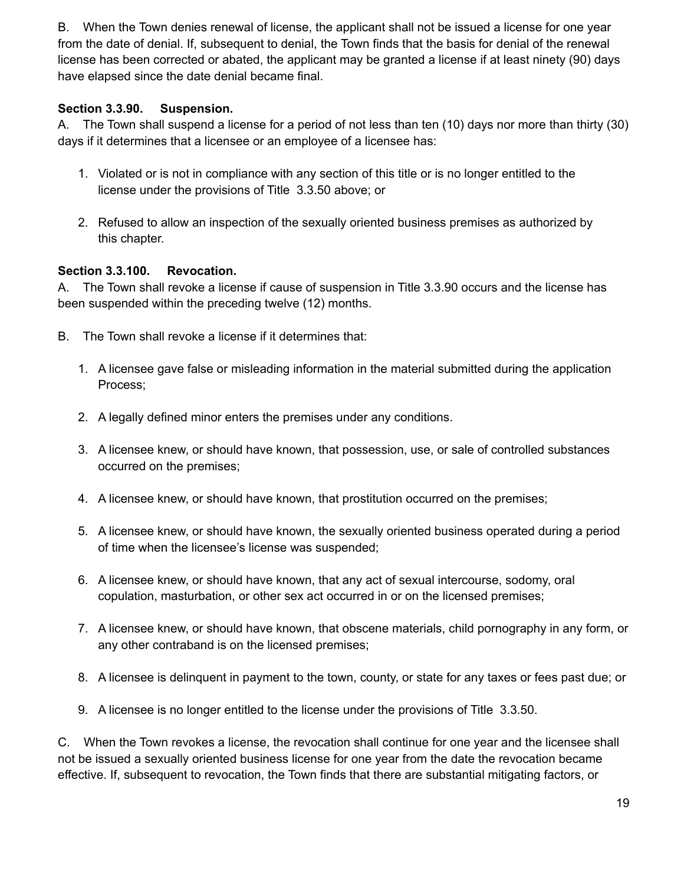B. When the Town denies renewal of license, the applicant shall not be issued a license for one year from the date of denial. If, subsequent to denial, the Town finds that the basis for denial of the renewal license has been corrected or abated, the applicant may be granted a license if at least ninety (90) days have elapsed since the date denial became final.

**Section 3.3.90. Suspension.**

A. The Town shall suspend a license for a period of not less than ten (10) days nor more than thirty (30) days if it determines that a licensee or an employee of a licensee has:

1. Violated or is not in compliance with any section of this title or is no longer entitled to the license under the provisions of Title 3.3.50 above; or

2. Refused to allow an inspection of the sexually oriented business premises as authorized by this chapter.

**Section 3.3.100. Revocation.**

A. The Town shall revoke a license if cause of suspension in Title 3.3.90 occurs and the license has been suspended within the preceding twelve (12) months.

B. The Town shall revoke a license if it determines that:

1. A licensee gave false or misleading information in the material submitted during the application Process;

2. A legally defined minor enters the premises under any conditions.

3. A licensee knew, or should have known, that possession, use, or sale of controlled substances occurred on the premises;

4. A licensee knew, or should have known, that prostitution occurred on the premises;

5. A licensee knew, or should have known, the sexually oriented business operated during a period of time when the licensee's license was suspended;

6. A licensee knew, or should have known, that any act of sexual intercourse, sodomy, oral copulation, masturbation, or other sex act occurred in or on the licensed premises;

7. A licensee knew, or should have known, that obscene materials, child pornography in any form, or any other contraband is on the licensed premises;

8. A licensee is delinquent in payment to the town, county, or state for any taxes or fees past due; or

9. A licensee is no longer entitled to the license under the provisions of Title 3.3.50.

C. When the Town revokes a license, the revocation shall continue for one year and the licensee shall not be issued a sexually oriented business license for one year from the date the revocation became effective. If, subsequent to revocation, the Town finds that there are substantial mitigating factors, or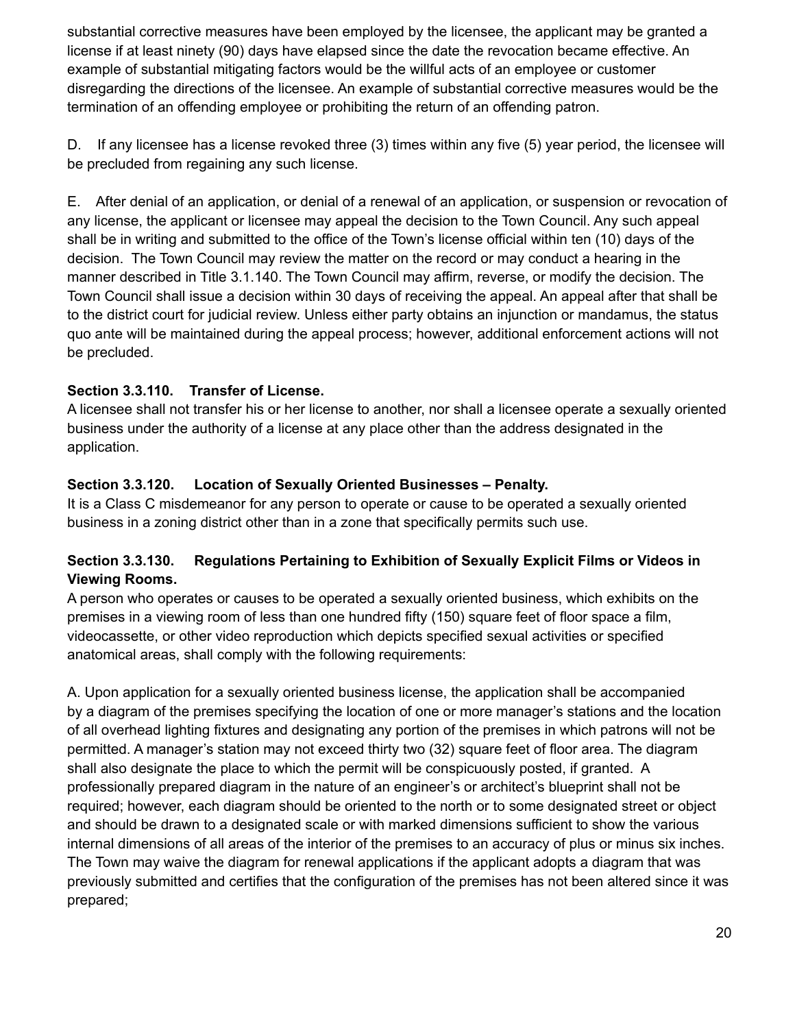substantial corrective measures have been employed by the licensee, the applicant may be granted a license if at least ninety (90) days have elapsed since the date the revocation became effective. An example of substantial mitigating factors would be the willful acts of an employee or customer disregarding the directions of the licensee. An example of substantial corrective measures would be the termination of an offending employee or prohibiting the return of an offending patron.

D. If any licensee has a license revoked three (3) times within any five (5) year period, the licensee will be precluded from regaining any such license.

E. After denial of an application, or denial of a renewal of an application, or suspension or revocation of any license, the applicant or licensee may appeal the decision to the Town Council. Any such appeal shall be in writing and submitted to the office of the Town's license official within ten (10) days of the decision. The Town Council may review the matter on the record or may conduct a hearing in the manner described in Title 3.1.140. The Town Council may affirm, reverse, or modify the decision. The Town Council shall issue a decision within 30 days of receiving the appeal. An appeal after that shall be to the district court for judicial review. Unless either party obtains an injunction or mandamus, the status quo ante will be maintained during the appeal process; however, additional enforcement actions will not be precluded.

**Section 3.3.110. Transfer of License.**

A licensee shall not transfer his or her license to another, nor shall a licensee operate a sexually oriented business under the authority of a license at any place other than the address designated in the application.

**Section 3.3.120. Location of Sexually Oriented Businesses – Penalty.**

It is a Class C misdemeanor for any person to operate or cause to be operated a sexually oriented business in a zoning district other than in a zone that specifically permits such use.

**Section 3.3.130. Regulations Pertaining to Exhibition of Sexually Explicit Films or Videos in Viewing Rooms.**

A person who operates or causes to be operated a sexually oriented business, which exhibits on the premises in a viewing room of less than one hundred fifty (150) square feet of floor space a film, videocassette, or other video reproduction which depicts specified sexual activities or specified anatomical areas, shall comply with the following requirements:

A. Upon application for a sexually oriented business license, the application shall be accompanied by a diagram of the premises specifying the location of one or more manager's stations and the location of all overhead lighting fixtures and designating any portion of the premises in which patrons will not be permitted. A manager's station may not exceed thirty two (32) square feet of floor area. The diagram shall also designate the place to which the permit will be conspicuously posted, if granted. A professionally prepared diagram in the nature of an engineer's or architect's blueprint shall not be required; however, each diagram should be oriented to the north or to some designated street or object and should be drawn to a designated scale or with marked dimensions sufficient to show the various internal dimensions of all areas of the interior of the premises to an accuracy of plus or minus six inches. The Town may waive the diagram for renewal applications if the applicant adopts a diagram that was previously submitted and certifies that the configuration of the premises has not been altered since it was prepared;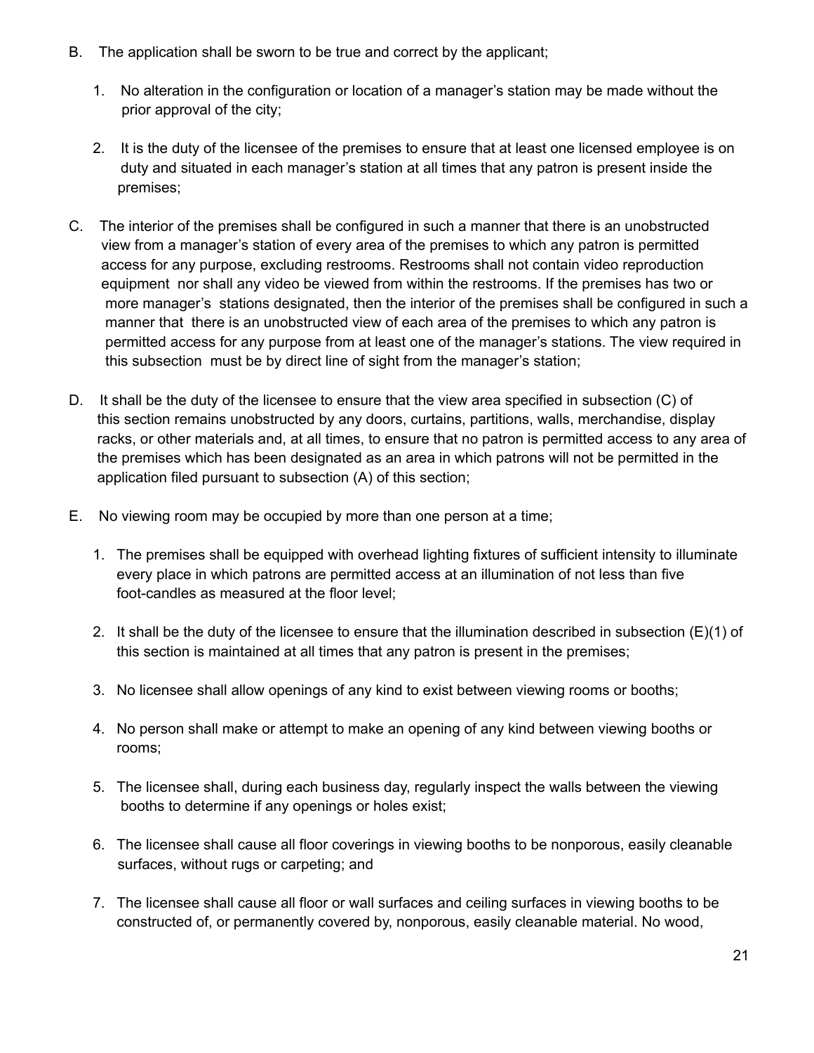B. The application shall be sworn to be true and correct by the applicant;

   1. No alteration in the configuration or location of a manager's station may be made without the prior approval of the city;

   2. It is the duty of the licensee of the premises to ensure that at least one licensed employee is on duty and situated in each manager's station at all times that any patron is present inside the premises;

C. The interior of the premises shall be configured in such a manner that there is an unobstructed view from a manager's station of every area of the premises to which any patron is permitted access for any purpose, excluding restrooms. Restrooms shall not contain video reproduction equipment nor shall any video be viewed from within the restrooms. If the premises has two or more manager's stations designated, then the interior of the premises shall be configured in such a manner that there is an unobstructed view of each area of the premises to which any patron is permitted access for any purpose from at least one of the manager's stations. The view required in this subsection must be by direct line of sight from the manager's station;

D. It shall be the duty of the licensee to ensure that the view area specified in subsection (C) of this section remains unobstructed by any doors, curtains, partitions, walls, merchandise, display racks, or other materials and, at all times, to ensure that no patron is permitted access to any area of the premises which has been designated as an area in which patrons will not be permitted in the application filed pursuant to subsection (A) of this section;

E. No viewing room may be occupied by more than one person at a time;

   1. The premises shall be equipped with overhead lighting fixtures of sufficient intensity to illuminate every place in which patrons are permitted access at an illumination of not less than five foot-candles as measured at the floor level;

   2. It shall be the duty of the licensee to ensure that the illumination described in subsection (E)(1) of this section is maintained at all times that any patron is present in the premises;

   3. No licensee shall allow openings of any kind to exist between viewing rooms or booths;

   4. No person shall make or attempt to make an opening of any kind between viewing booths or rooms;

   5. The licensee shall, during each business day, regularly inspect the walls between the viewing booths to determine if any openings or holes exist;

   6. The licensee shall cause all floor coverings in viewing booths to be nonporous, easily cleanable surfaces, without rugs or carpeting; and

   7. The licensee shall cause all floor or wall surfaces and ceiling surfaces in viewing booths to be constructed of, or permanently covered by, nonporous, easily cleanable material. No wood,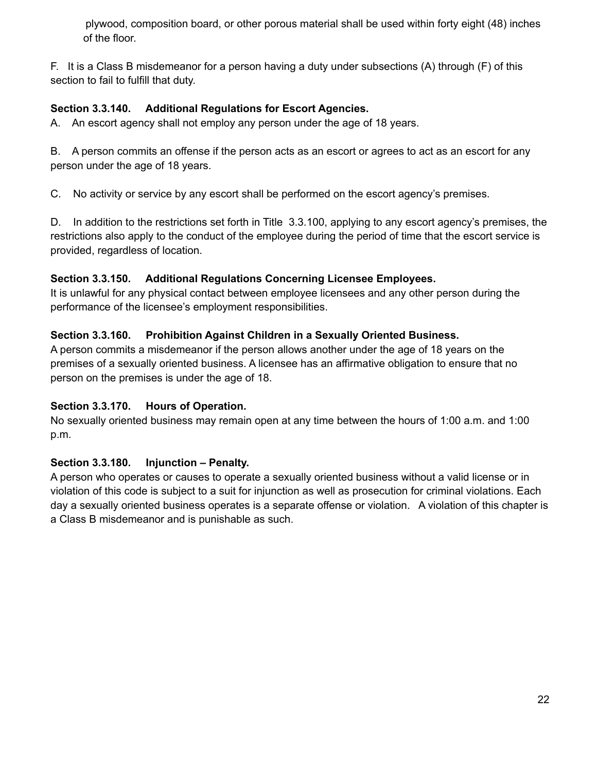plywood, composition board, or other porous material shall be used within forty eight (48) inches of the floor.

F. It is a Class B misdemeanor for a person having a duty under subsections (A) through (F) of this section to fail to fulfill that duty.

**Section 3.3.140. Additional Regulations for Escort Agencies.**

A. An escort agency shall not employ any person under the age of 18 years.

B. A person commits an offense if the person acts as an escort or agrees to act as an escort for any person under the age of 18 years.

C. No activity or service by any escort shall be performed on the escort agency's premises.

D. In addition to the restrictions set forth in Title 3.3.100, applying to any escort agency's premises, the restrictions also apply to the conduct of the employee during the period of time that the escort service is provided, regardless of location.

**Section 3.3.150. Additional Regulations Concerning Licensee Employees.**

It is unlawful for any physical contact between employee licensees and any other person during the performance of the licensee's employment responsibilities.

**Section 3.3.160. Prohibition Against Children in a Sexually Oriented Business.**

A person commits a misdemeanor if the person allows another under the age of 18 years on the premises of a sexually oriented business. A licensee has an affirmative obligation to ensure that no person on the premises is under the age of 18.

**Section 3.3.170. Hours of Operation.**

No sexually oriented business may remain open at any time between the hours of 1:00 a.m. and 1:00 p.m.

**Section 3.3.180. Injunction – Penalty.**

A person who operates or causes to operate a sexually oriented business without a valid license or in violation of this code is subject to a suit for injunction as well as prosecution for criminal violations. Each day a sexually oriented business operates is a separate offense or violation. A violation of this chapter is a Class B misdemeanor and is punishable as such.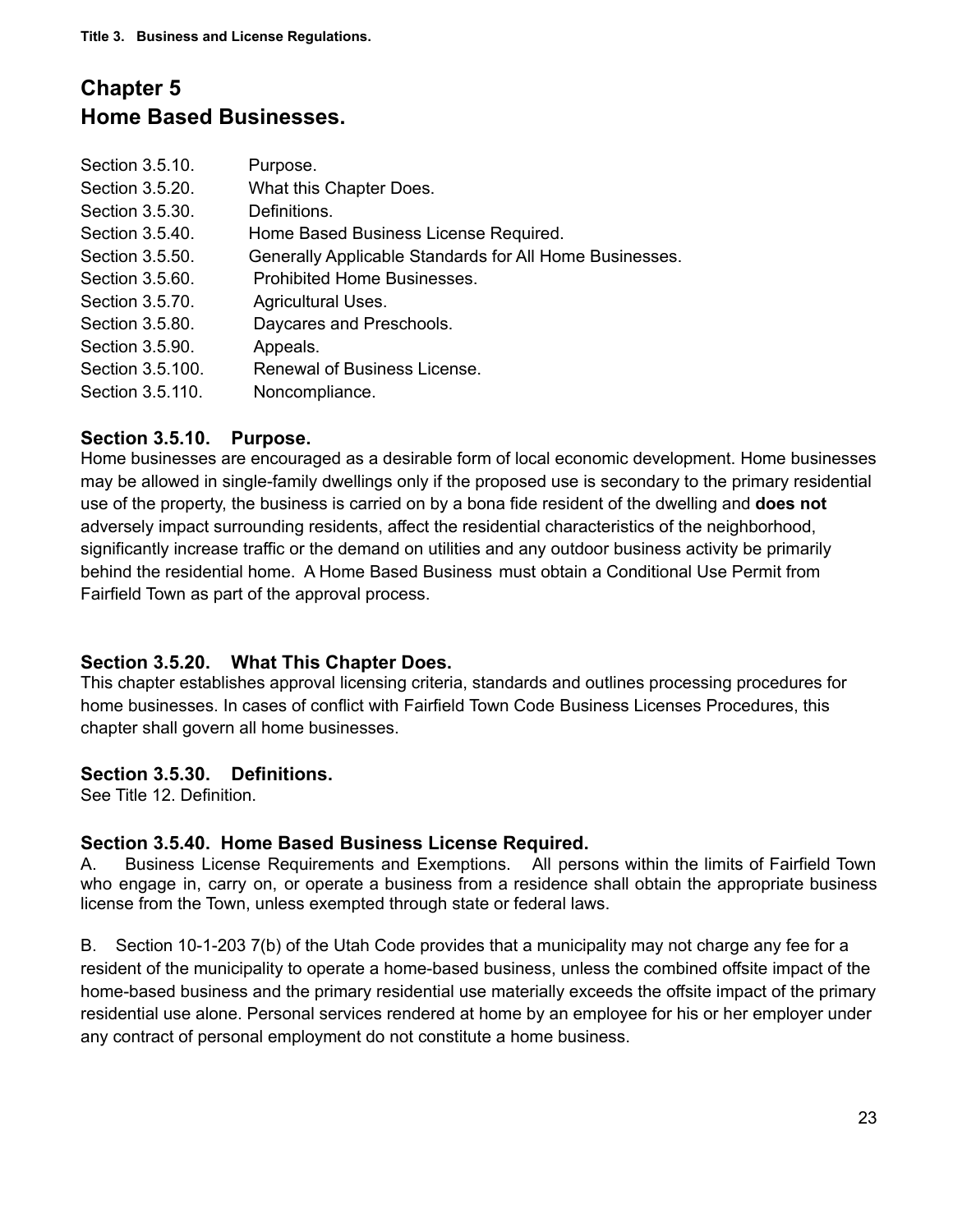Title 3. Business and License Regulations.

# Chapter 5
# Home Based Businesses.

| | |
|---|---|
| Section 3.5.10. | Purpose. |
| Section 3.5.20. | What this Chapter Does. |
| Section 3.5.30. | Definitions. |
| Section 3.5.40. | Home Based Business License Required. |
| Section 3.5.50. | Generally Applicable Standards for All Home Businesses. |
| Section 3.5.60. | Prohibited Home Businesses. |
| Section 3.5.70. | Agricultural Uses. |
| Section 3.5.80. | Daycares and Preschools. |
| Section 3.5.90. | Appeals. |
| Section 3.5.100. | Renewal of Business License. |
| Section 3.5.110. | Noncompliance. |

### Section 3.5.10. Purpose.

Home businesses are encouraged as a desirable form of local economic development. Home businesses may be allowed in single-family dwellings only if the proposed use is secondary to the primary residential use of the property, the business is carried on by a bona fide resident of the dwelling and **does not** adversely impact surrounding residents, affect the residential characteristics of the neighborhood, significantly increase traffic or the demand on utilities and any outdoor business activity be primarily behind the residential home. A Home Based Business must obtain a Conditional Use Permit from Fairfield Town as part of the approval process.

### Section 3.5.20. What This Chapter Does.

This chapter establishes approval licensing criteria, standards and outlines processing procedures for home businesses. In cases of conflict with Fairfield Town Code Business Licenses Procedures, this chapter shall govern all home businesses.

### Section 3.5.30. Definitions.

See Title 12. Definition.

### Section 3.5.40. Home Based Business License Required.

A. Business License Requirements and Exemptions. All persons within the limits of Fairfield Town who engage in, carry on, or operate a business from a residence shall obtain the appropriate business license from the Town, unless exempted through state or federal laws.

B. Section 10-1-203 7(b) of the Utah Code provides that a municipality may not charge any fee for a resident of the municipality to operate a home-based business, unless the combined offsite impact of the home-based business and the primary residential use materially exceeds the offsite impact of the primary residential use alone. Personal services rendered at home by an employee for his or her employer under any contract of personal employment do not constitute a home business.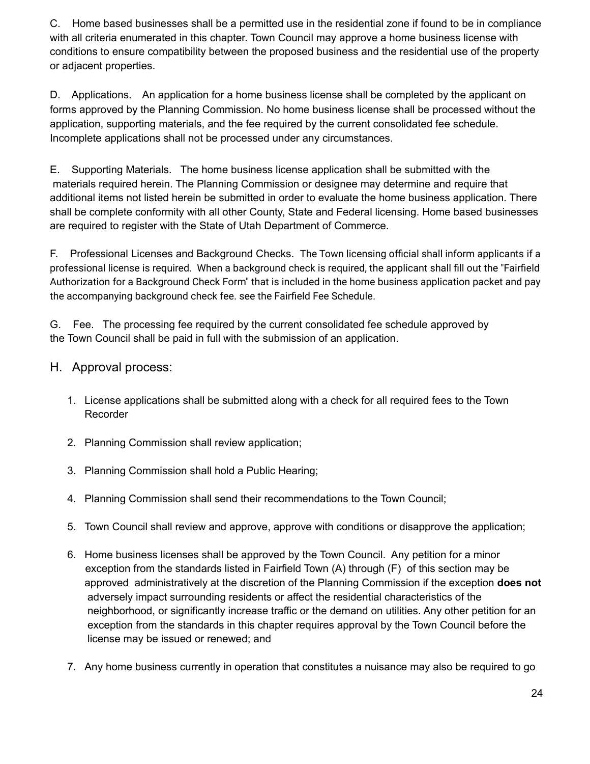C. Home based businesses shall be a permitted use in the residential zone if found to be in compliance with all criteria enumerated in this chapter. Town Council may approve a home business license with conditions to ensure compatibility between the proposed business and the residential use of the property or adjacent properties.

D. Applications. An application for a home business license shall be completed by the applicant on forms approved by the Planning Commission. No home business license shall be processed without the application, supporting materials, and the fee required by the current consolidated fee schedule. Incomplete applications shall not be processed under any circumstances.

E. Supporting Materials. The home business license application shall be submitted with the materials required herein. The Planning Commission or designee may determine and require that additional items not listed herein be submitted in order to evaluate the home business application. There shall be complete conformity with all other County, State and Federal licensing. Home based businesses are required to register with the State of Utah Department of Commerce.

F. Professional Licenses and Background Checks. The Town licensing official shall inform applicants if a professional license is required. When a background check is required, the applicant shall fill out the "Fairfield Authorization for a Background Check Form" that is included in the home business application packet and pay the accompanying background check fee. see the Fairfield Fee Schedule.

G. Fee. The processing fee required by the current consolidated fee schedule approved by the Town Council shall be paid in full with the submission of an application.

H. Approval process:

1. License applications shall be submitted along with a check for all required fees to the Town Recorder
2. Planning Commission shall review application;
3. Planning Commission shall hold a Public Hearing;
4. Planning Commission shall send their recommendations to the Town Council;
5. Town Council shall review and approve, approve with conditions or disapprove the application;
6. Home business licenses shall be approved by the Town Council. Any petition for a minor exception from the standards listed in Fairfield Town (A) through (F) of this section may be approved administratively at the discretion of the Planning Commission if the exception **does not** adversely impact surrounding residents or affect the residential characteristics of the neighborhood, or significantly increase traffic or the demand on utilities. Any other petition for an exception from the standards in this chapter requires approval by the Town Council before the license may be issued or renewed; and
7. Any home business currently in operation that constitutes a nuisance may also be required to go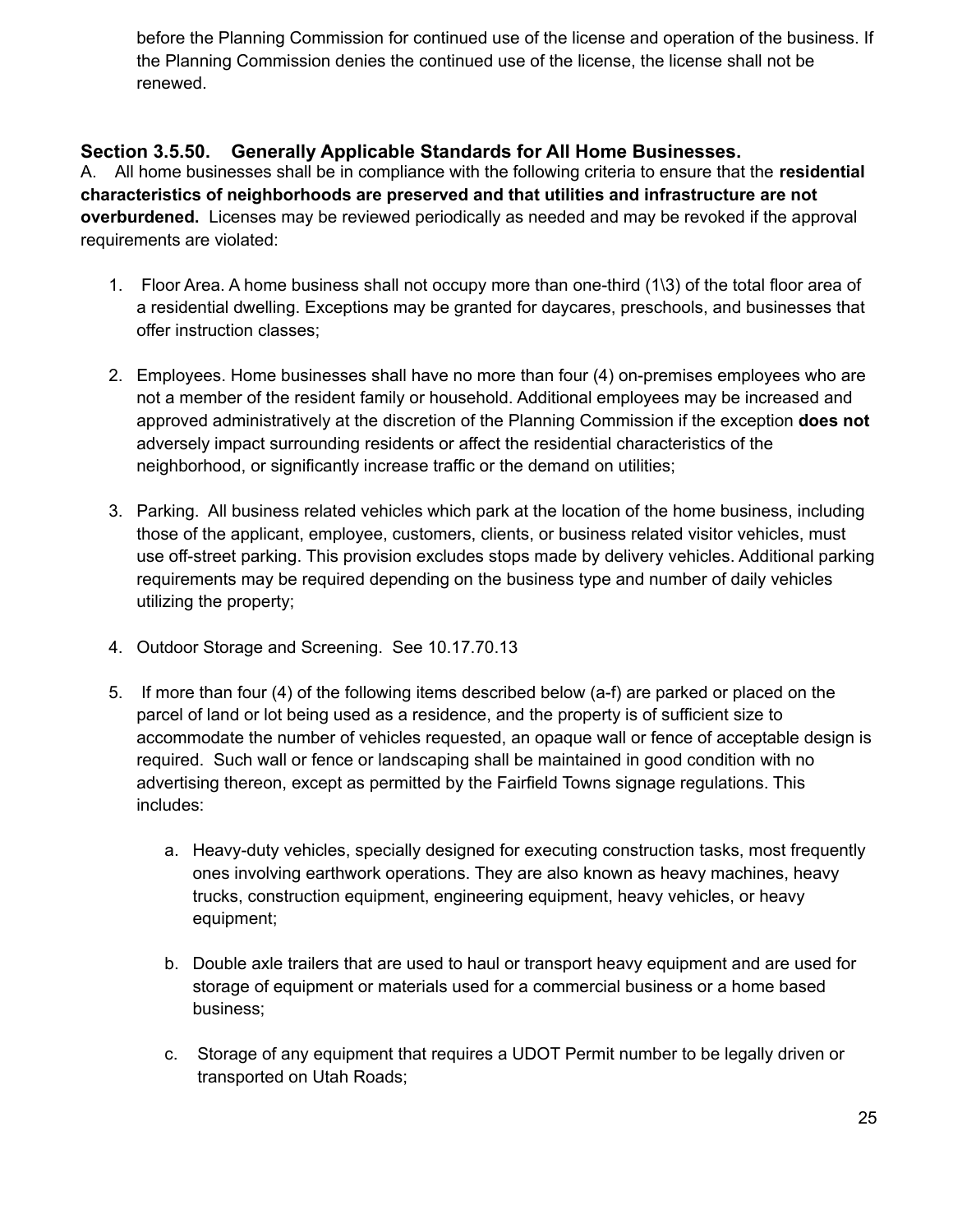before the Planning Commission for continued use of the license and operation of the business. If the Planning Commission denies the continued use of the license, the license shall not be renewed.

## Section 3.5.50. Generally Applicable Standards for All Home Businesses.

A. All home businesses shall be in compliance with the following criteria to ensure that the **residential characteristics of neighborhoods are preserved and that utilities and infrastructure are not overburdened.** Licenses may be reviewed periodically as needed and may be revoked if the approval requirements are violated:

1. Floor Area. A home business shall not occupy more than one-third (1\3) of the total floor area of a residential dwelling. Exceptions may be granted for daycares, preschools, and businesses that offer instruction classes;

2. Employees. Home businesses shall have no more than four (4) on-premises employees who are not a member of the resident family or household. Additional employees may be increased and approved administratively at the discretion of the Planning Commission if the exception **does not** adversely impact surrounding residents or affect the residential characteristics of the neighborhood, or significantly increase traffic or the demand on utilities;

3. Parking. All business related vehicles which park at the location of the home business, including those of the applicant, employee, customers, clients, or business related visitor vehicles, must use off-street parking. This provision excludes stops made by delivery vehicles. Additional parking requirements may be required depending on the business type and number of daily vehicles utilizing the property;

4. Outdoor Storage and Screening. See 10.17.70.13

5. If more than four (4) of the following items described below (a-f) are parked or placed on the parcel of land or lot being used as a residence, and the property is of sufficient size to accommodate the number of vehicles requested, an opaque wall or fence of acceptable design is required. Such wall or fence or landscaping shall be maintained in good condition with no advertising thereon, except as permitted by the Fairfield Towns signage regulations. This includes:

   a. Heavy-duty vehicles, specially designed for executing construction tasks, most frequently ones involving earthwork operations. They are also known as heavy machines, heavy trucks, construction equipment, engineering equipment, heavy vehicles, or heavy equipment;

   b. Double axle trailers that are used to haul or transport heavy equipment and are used for storage of equipment or materials used for a commercial business or a home based business;

   c. Storage of any equipment that requires a UDOT Permit number to be legally driven or transported on Utah Roads;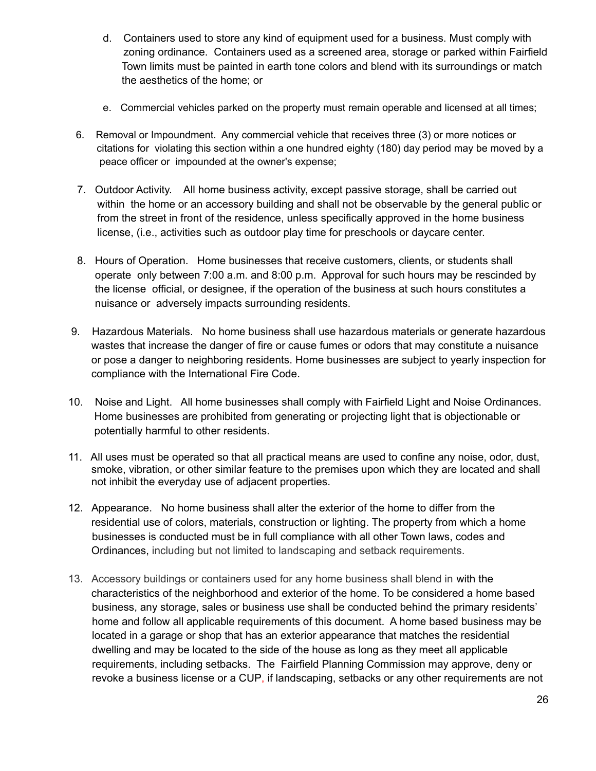d. Containers used to store any kind of equipment used for a business. Must comply with zoning ordinance. Containers used as a screened area, storage or parked within Fairfield Town limits must be painted in earth tone colors and blend with its surroundings or match the aesthetics of the home; or

e. Commercial vehicles parked on the property must remain operable and licensed at all times;

6. Removal or Impoundment. Any commercial vehicle that receives three (3) or more notices or citations for violating this section within a one hundred eighty (180) day period may be moved by a peace officer or impounded at the owner's expense;

7. Outdoor Activity. All home business activity, except passive storage, shall be carried out within the home or an accessory building and shall not be observable by the general public or from the street in front of the residence, unless specifically approved in the home business license, (i.e., activities such as outdoor play time for preschools or daycare center.

8. Hours of Operation. Home businesses that receive customers, clients, or students shall operate only between 7:00 a.m. and 8:00 p.m. Approval for such hours may be rescinded by the license official, or designee, if the operation of the business at such hours constitutes a nuisance or adversely impacts surrounding residents.

9. Hazardous Materials. No home business shall use hazardous materials or generate hazardous wastes that increase the danger of fire or cause fumes or odors that may constitute a nuisance or pose a danger to neighboring residents. Home businesses are subject to yearly inspection for compliance with the International Fire Code.

10. Noise and Light. All home businesses shall comply with Fairfield Light and Noise Ordinances. Home businesses are prohibited from generating or projecting light that is objectionable or potentially harmful to other residents.

11. All uses must be operated so that all practical means are used to confine any noise, odor, dust, smoke, vibration, or other similar feature to the premises upon which they are located and shall not inhibit the everyday use of adjacent properties.

12. Appearance. No home business shall alter the exterior of the home to differ from the residential use of colors, materials, construction or lighting. The property from which a home businesses is conducted must be in full compliance with all other Town laws, codes and Ordinances, including but not limited to landscaping and setback requirements.

13. Accessory buildings or containers used for any home business shall blend in with the characteristics of the neighborhood and exterior of the home. To be considered a home based business, any storage, sales or business use shall be conducted behind the primary residents' home and follow all applicable requirements of this document. A home based business may be located in a garage or shop that has an exterior appearance that matches the residential dwelling and may be located to the side of the house as long as they meet all applicable requirements, including setbacks. The Fairfield Planning Commission may approve, deny or revoke a business license or a CUP, if landscaping, setbacks or any other requirements are not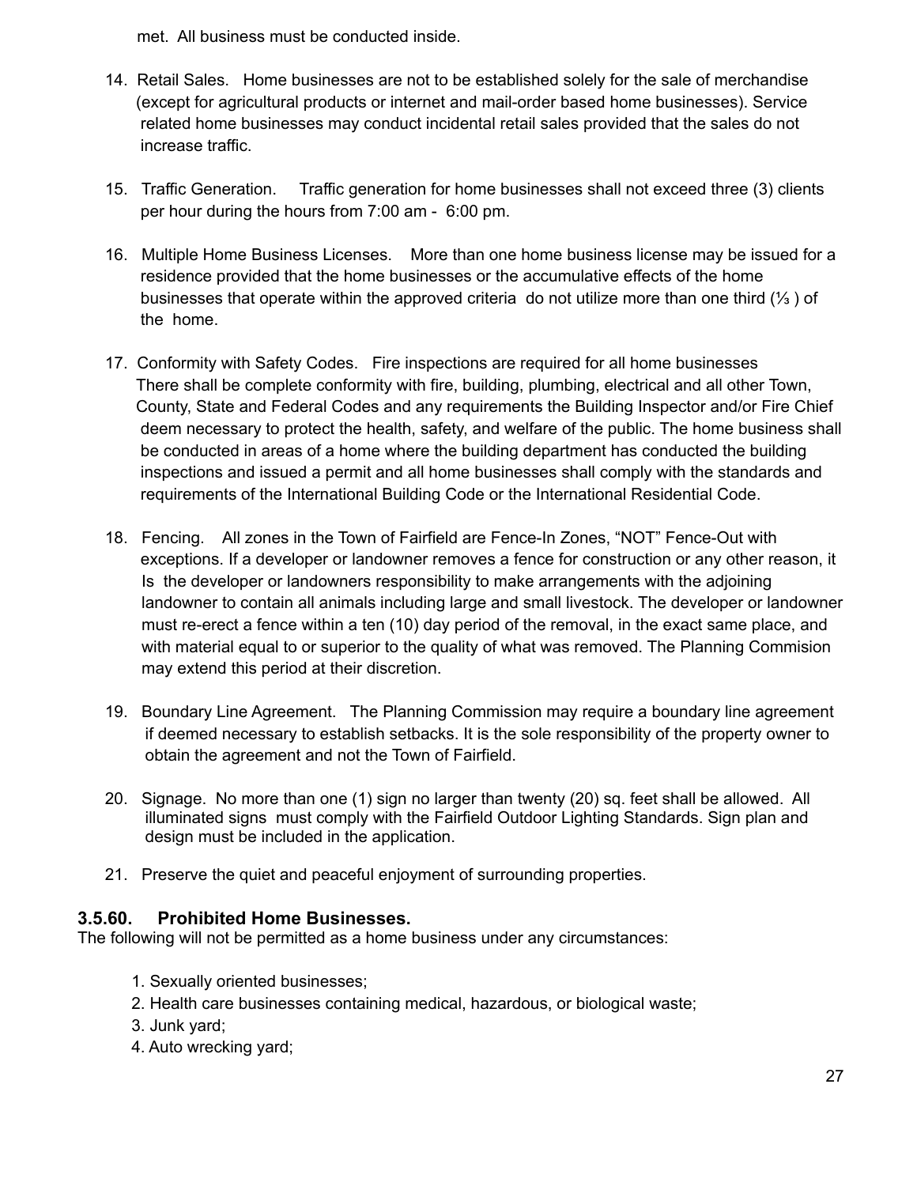met. All business must be conducted inside.

14. Retail Sales. Home businesses are not to be established solely for the sale of merchandise (except for agricultural products or internet and mail-order based home businesses). Service related home businesses may conduct incidental retail sales provided that the sales do not increase traffic.

15. Traffic Generation. Traffic generation for home businesses shall not exceed three (3) clients per hour during the hours from 7:00 am - 6:00 pm.

16. Multiple Home Business Licenses. More than one home business license may be issued for a residence provided that the home businesses or the accumulative effects of the home businesses that operate within the approved criteria do not utilize more than one third (⅓ ) of the home.

17. Conformity with Safety Codes. Fire inspections are required for all home businesses There shall be complete conformity with fire, building, plumbing, electrical and all other Town, County, State and Federal Codes and any requirements the Building Inspector and/or Fire Chief deem necessary to protect the health, safety, and welfare of the public. The home business shall be conducted in areas of a home where the building department has conducted the building inspections and issued a permit and all home businesses shall comply with the standards and requirements of the International Building Code or the International Residential Code.

18. Fencing. All zones in the Town of Fairfield are Fence-In Zones, "NOT" Fence-Out with exceptions. If a developer or landowner removes a fence for construction or any other reason, it Is the developer or landowners responsibility to make arrangements with the adjoining landowner to contain all animals including large and small livestock. The developer or landowner must re-erect a fence within a ten (10) day period of the removal, in the exact same place, and with material equal to or superior to the quality of what was removed. The Planning Commision may extend this period at their discretion.

19. Boundary Line Agreement. The Planning Commission may require a boundary line agreement if deemed necessary to establish setbacks. It is the sole responsibility of the property owner to obtain the agreement and not the Town of Fairfield.

20. Signage. No more than one (1) sign no larger than twenty (20) sq. feet shall be allowed. All illuminated signs must comply with the Fairfield Outdoor Lighting Standards. Sign plan and design must be included in the application.

21. Preserve the quiet and peaceful enjoyment of surrounding properties.

### 3.5.60. Prohibited Home Businesses.

The following will not be permitted as a home business under any circumstances:

1. Sexually oriented businesses;
2. Health care businesses containing medical, hazardous, or biological waste;
3. Junk yard;
4. Auto wrecking yard;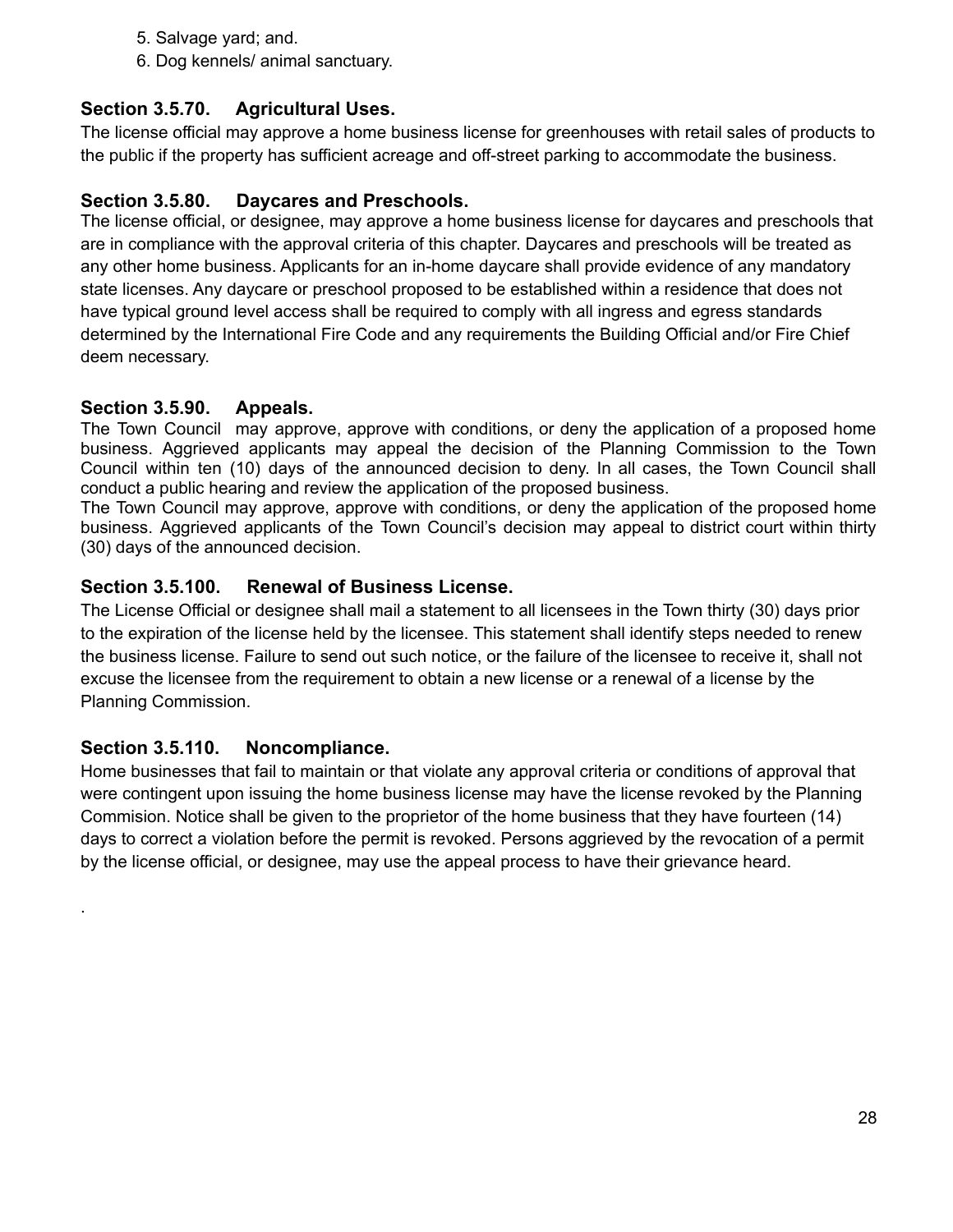5. Salvage yard; and.
6. Dog kennels/ animal sanctuary.

### Section 3.5.70. Agricultural Uses.

The license official may approve a home business license for greenhouses with retail sales of products to the public if the property has sufficient acreage and off-street parking to accommodate the business.

### Section 3.5.80. Daycares and Preschools.

The license official, or designee, may approve a home business license for daycares and preschools that are in compliance with the approval criteria of this chapter. Daycares and preschools will be treated as any other home business. Applicants for an in-home daycare shall provide evidence of any mandatory state licenses. Any daycare or preschool proposed to be established within a residence that does not have typical ground level access shall be required to comply with all ingress and egress standards determined by the International Fire Code and any requirements the Building Official and/or Fire Chief deem necessary.

### Section 3.5.90. Appeals.

The Town Council may approve, approve with conditions, or deny the application of a proposed home business. Aggrieved applicants may appeal the decision of the Planning Commission to the Town Council within ten (10) days of the announced decision to deny. In all cases, the Town Council shall conduct a public hearing and review the application of the proposed business.

The Town Council may approve, approve with conditions, or deny the application of the proposed home business. Aggrieved applicants of the Town Council's decision may appeal to district court within thirty (30) days of the announced decision.

### Section 3.5.100. Renewal of Business License.

The License Official or designee shall mail a statement to all licensees in the Town thirty (30) days prior to the expiration of the license held by the licensee. This statement shall identify steps needed to renew the business license. Failure to send out such notice, or the failure of the licensee to receive it, shall not excuse the licensee from the requirement to obtain a new license or a renewal of a license by the Planning Commission.

### Section 3.5.110. Noncompliance.

Home businesses that fail to maintain or that violate any approval criteria or conditions of approval that were contingent upon issuing the home business license may have the license revoked by the Planning Commision. Notice shall be given to the proprietor of the home business that they have fourteen (14) days to correct a violation before the permit is revoked. Persons aggrieved by the revocation of a permit by the license official, or designee, may use the appeal process to have their grievance heard.

.